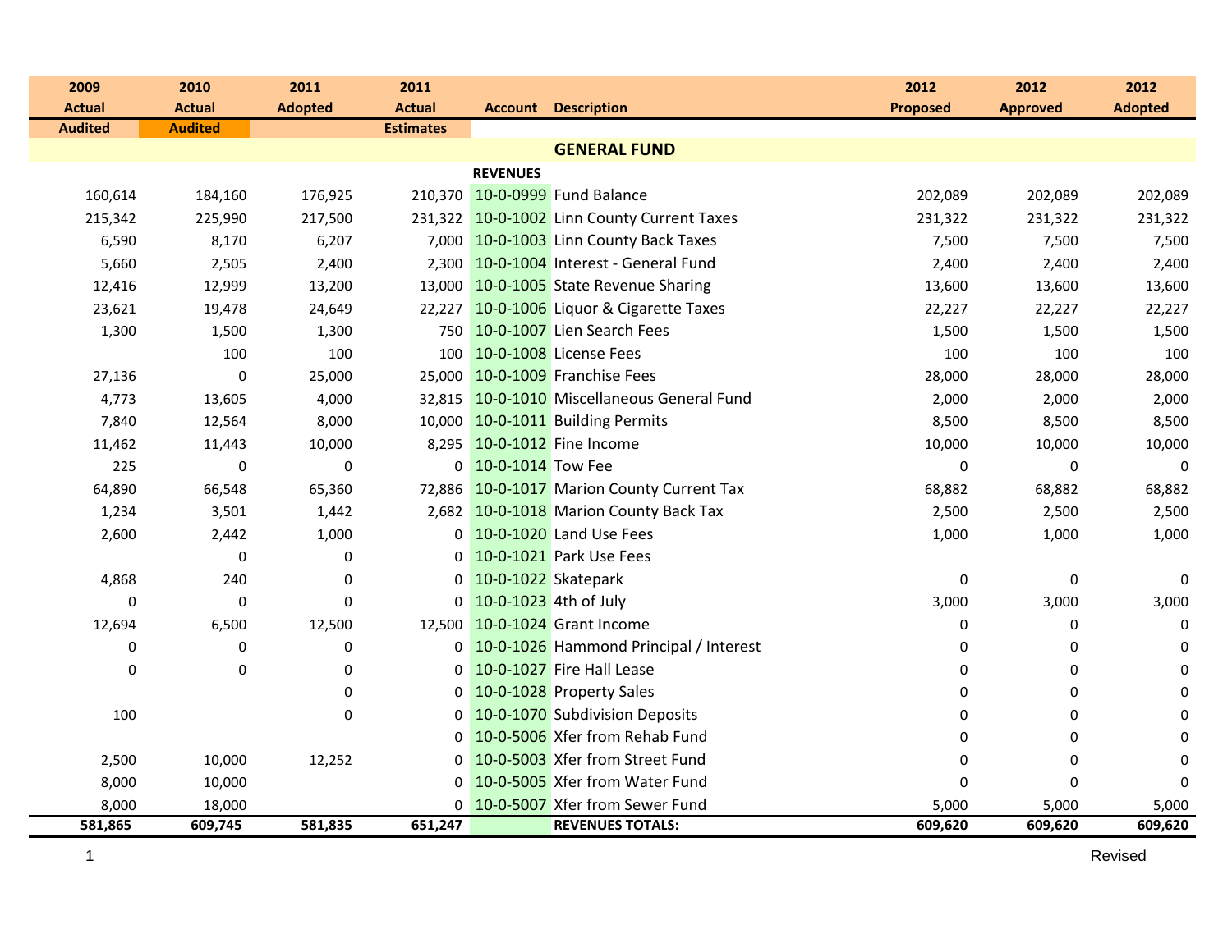| 2009 Actual | 2010 Actual | 2011 Adopted | 2011 Actual | Account | Description | 2012 Proposed | 2012 Approved | 2012 Adopted |
|---|---|---|---|---|---|---|---|---|
| Audited | Audited | | Estimates | | | | | |
| | | | | | **GENERAL FUND** | | | |
| | | | | **REVENUES** | | | | |
| 160,614 | 184,160 | 176,925 | 210,370 | 10-0-0999 | Fund Balance | 202,089 | 202,089 | 202,089 |
| 215,342 | 225,990 | 217,500 | 231,322 | 10-0-1002 | Linn County Current Taxes | 231,322 | 231,322 | 231,322 |
| 6,590 | 8,170 | 6,207 | 7,000 | 10-0-1003 | Linn County Back Taxes | 7,500 | 7,500 | 7,500 |
| 5,660 | 2,505 | 2,400 | 2,300 | 10-0-1004 | Interest - General Fund | 2,400 | 2,400 | 2,400 |
| 12,416 | 12,999 | 13,200 | 13,000 | 10-0-1005 | State Revenue Sharing | 13,600 | 13,600 | 13,600 |
| 23,621 | 19,478 | 24,649 | 22,227 | 10-0-1006 | Liquor & Cigarette Taxes | 22,227 | 22,227 | 22,227 |
| 1,300 | 1,500 | 1,300 | 750 | 10-0-1007 | Lien Search Fees | 1,500 | 1,500 | 1,500 |
| | 100 | 100 | 100 | 10-0-1008 | License Fees | 100 | 100 | 100 |
| 27,136 | 0 | 25,000 | 25,000 | 10-0-1009 | Franchise Fees | 28,000 | 28,000 | 28,000 |
| 4,773 | 13,605 | 4,000 | 32,815 | 10-0-1010 | Miscellaneous General Fund | 2,000 | 2,000 | 2,000 |
| 7,840 | 12,564 | 8,000 | 10,000 | 10-0-1011 | Building Permits | 8,500 | 8,500 | 8,500 |
| 11,462 | 11,443 | 10,000 | 8,295 | 10-0-1012 | Fine Income | 10,000 | 10,000 | 10,000 |
| 225 | 0 | 0 | 0 | 10-0-1014 | Tow Fee | 0 | 0 | 0 |
| 64,890 | 66,548 | 65,360 | 72,886 | 10-0-1017 | Marion County Current Tax | 68,882 | 68,882 | 68,882 |
| 1,234 | 3,501 | 1,442 | 2,682 | 10-0-1018 | Marion County Back Tax | 2,500 | 2,500 | 2,500 |
| 2,600 | 2,442 | 1,000 | 0 | 10-0-1020 | Land Use Fees | 1,000 | 1,000 | 1,000 |
| | 0 | 0 | 0 | 10-0-1021 | Park Use Fees | | | |
| 4,868 | 240 | 0 | 0 | 10-0-1022 | Skatepark | 0 | 0 | 0 |
| 0 | 0 | 0 | 0 | 10-0-1023 | 4th of July | 3,000 | 3,000 | 3,000 |
| 12,694 | 6,500 | 12,500 | 12,500 | 10-0-1024 | Grant Income | 0 | 0 | 0 |
| 0 | 0 | 0 | 0 | 10-0-1026 | Hammond Principal / Interest | 0 | 0 | 0 |
| 0 | 0 | 0 | 0 | 10-0-1027 | Fire Hall Lease | 0 | 0 | 0 |
| | | 0 | 0 | 10-0-1028 | Property Sales | 0 | 0 | 0 |
| 100 | | 0 | 0 | 10-0-1070 | Subdivision Deposits | 0 | 0 | 0 |
| | | | 0 | 10-0-5006 | Xfer from Rehab Fund | 0 | 0 | 0 |
| 2,500 | 10,000 | 12,252 | 0 | 10-0-5003 | Xfer from Street Fund | 0 | 0 | 0 |
| 8,000 | 10,000 | | 0 | 10-0-5005 | Xfer from Water Fund | 0 | 0 | 0 |
| 8,000 | 18,000 | | 0 | 10-0-5007 | Xfer from Sewer Fund | 5,000 | 5,000 | 5,000 |
| **581,865** | **609,745** | **581,835** | **651,247** | | **REVENUES TOTALS:** | **609,620** | **609,620** | **609,620** |

Revised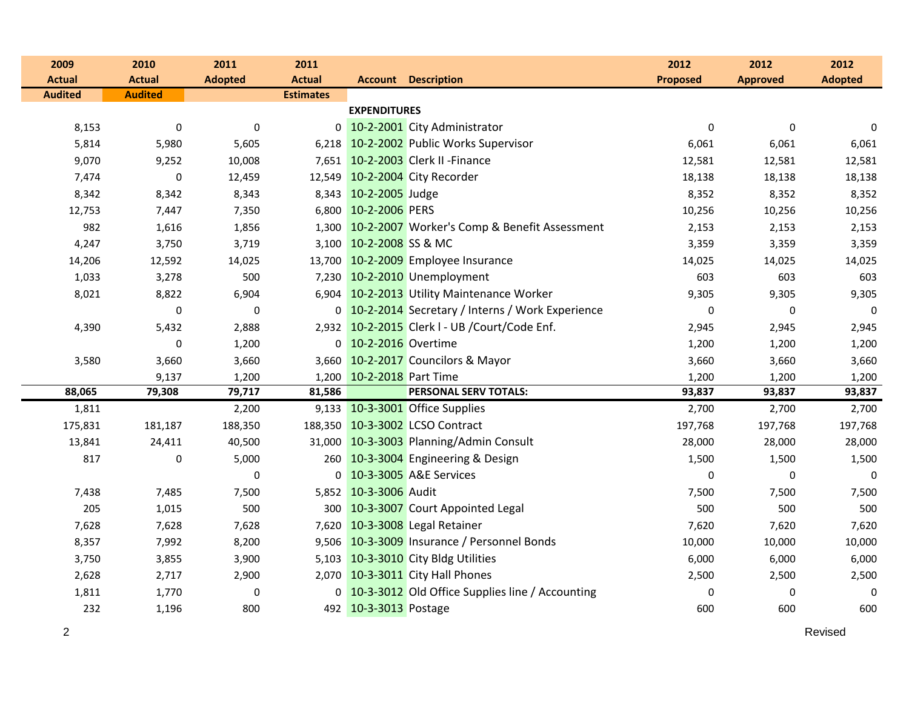| 2009 Actual | 2010 Actual | 2011 Adopted | 2011 Actual | Account | Description | 2012 Proposed | 2012 Approved | 2012 Adopted |
|---|---|---|---|---|---|---|---|---|
| Audited | Audited | | Estimates | | | | | |
| | | | | | **EXPENDITURES** | | | |
| 8,153 | 0 | 0 | 0 | 10-2-2001 | City Administrator | 0 | 0 | 0 |
| 5,814 | 5,980 | 5,605 | 6,218 | 10-2-2002 | Public Works Supervisor | 6,061 | 6,061 | 6,061 |
| 9,070 | 9,252 | 10,008 | 7,651 | 10-2-2003 | Clerk II -Finance | 12,581 | 12,581 | 12,581 |
| 7,474 | 0 | 12,459 | 12,549 | 10-2-2004 | City Recorder | 18,138 | 18,138 | 18,138 |
| 8,342 | 8,342 | 8,343 | 8,343 | 10-2-2005 | Judge | 8,352 | 8,352 | 8,352 |
| 12,753 | 7,447 | 7,350 | 6,800 | 10-2-2006 | PERS | 10,256 | 10,256 | 10,256 |
| 982 | 1,616 | 1,856 | 1,300 | 10-2-2007 | Worker's Comp & Benefit Assessment | 2,153 | 2,153 | 2,153 |
| 4,247 | 3,750 | 3,719 | 3,100 | 10-2-2008 | SS & MC | 3,359 | 3,359 | 3,359 |
| 14,206 | 12,592 | 14,025 | 13,700 | 10-2-2009 | Employee Insurance | 14,025 | 14,025 | 14,025 |
| 1,033 | 3,278 | 500 | 7,230 | 10-2-2010 | Unemployment | 603 | 603 | 603 |
| 8,021 | 8,822 | 6,904 | 6,904 | 10-2-2013 | Utility Maintenance Worker | 9,305 | 9,305 | 9,305 |
| | 0 | 0 | 0 | 10-2-2014 | Secretary / Interns / Work Experience | 0 | 0 | 0 |
| 4,390 | 5,432 | 2,888 | 2,932 | 10-2-2015 | Clerk l - UB /Court/Code Enf. | 2,945 | 2,945 | 2,945 |
| | 0 | 1,200 | 0 | 10-2-2016 | Overtime | 1,200 | 1,200 | 1,200 |
| 3,580 | 3,660 | 3,660 | 3,660 | 10-2-2017 | Councilors & Mayor | 3,660 | 3,660 | 3,660 |
| | 9,137 | 1,200 | 1,200 | 10-2-2018 | Part Time | 1,200 | 1,200 | 1,200 |
| **88,065** | **79,308** | **79,717** | **81,586** | | **PERSONAL SERV TOTALS:** | **93,837** | **93,837** | **93,837** |
| 1,811 | | 2,200 | 9,133 | 10-3-3001 | Office Supplies | 2,700 | 2,700 | 2,700 |
| 175,831 | 181,187 | 188,350 | 188,350 | 10-3-3002 | LCSO Contract | 197,768 | 197,768 | 197,768 |
| 13,841 | 24,411 | 40,500 | 31,000 | 10-3-3003 | Planning/Admin Consult | 28,000 | 28,000 | 28,000 |
| 817 | 0 | 5,000 | 260 | 10-3-3004 | Engineering & Design | 1,500 | 1,500 | 1,500 |
| | | 0 | 0 | 10-3-3005 | A&E Services | 0 | 0 | 0 |
| 7,438 | 7,485 | 7,500 | 5,852 | 10-3-3006 | Audit | 7,500 | 7,500 | 7,500 |
| 205 | 1,015 | 500 | 300 | 10-3-3007 | Court Appointed Legal | 500 | 500 | 500 |
| 7,628 | 7,628 | 7,628 | 7,620 | 10-3-3008 | Legal Retainer | 7,620 | 7,620 | 7,620 |
| 8,357 | 7,992 | 8,200 | 9,506 | 10-3-3009 | Insurance / Personnel Bonds | 10,000 | 10,000 | 10,000 |
| 3,750 | 3,855 | 3,900 | 5,103 | 10-3-3010 | City Bldg Utilities | 6,000 | 6,000 | 6,000 |
| 2,628 | 2,717 | 2,900 | 2,070 | 10-3-3011 | City Hall Phones | 2,500 | 2,500 | 2,500 |
| 1,811 | 1,770 | 0 | 0 | 10-3-3012 | Old Office Supplies line / Accounting | 0 | 0 | 0 |
| 232 | 1,196 | 800 | 492 | 10-3-3013 | Postage | 600 | 600 | 600 |

Revised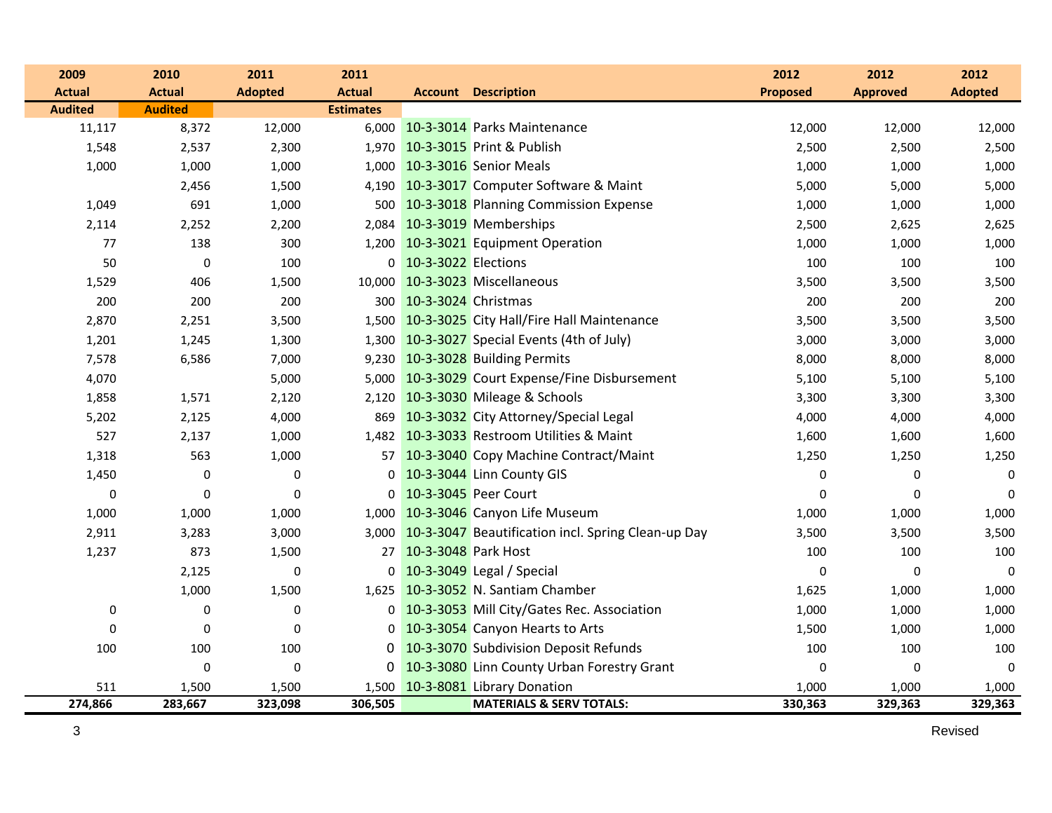| 2009 Actual Audited | 2010 Actual Audited | 2011 Adopted | 2011 Actual Estimates | Account | Description | 2012 Proposed | 2012 Approved | 2012 Adopted |
|---|---|---|---|---|---|---|---|---|
| 11,117 | 8,372 | 12,000 | 6,000 | 10-3-3014 | Parks Maintenance | 12,000 | 12,000 | 12,000 |
| 1,548 | 2,537 | 2,300 | 1,970 | 10-3-3015 | Print & Publish | 2,500 | 2,500 | 2,500 |
| 1,000 | 1,000 | 1,000 | 1,000 | 10-3-3016 | Senior Meals | 1,000 | 1,000 | 1,000 |
| | 2,456 | 1,500 | 4,190 | 10-3-3017 | Computer Software & Maint | 5,000 | 5,000 | 5,000 |
| 1,049 | 691 | 1,000 | 500 | 10-3-3018 | Planning Commission Expense | 1,000 | 1,000 | 1,000 |
| 2,114 | 2,252 | 2,200 | 2,084 | 10-3-3019 | Memberships | 2,500 | 2,625 | 2,625 |
| 77 | 138 | 300 | 1,200 | 10-3-3021 | Equipment Operation | 1,000 | 1,000 | 1,000 |
| 50 | 0 | 100 | 0 | 10-3-3022 | Elections | 100 | 100 | 100 |
| 1,529 | 406 | 1,500 | 10,000 | 10-3-3023 | Miscellaneous | 3,500 | 3,500 | 3,500 |
| 200 | 200 | 200 | 300 | 10-3-3024 | Christmas | 200 | 200 | 200 |
| 2,870 | 2,251 | 3,500 | 1,500 | 10-3-3025 | City Hall/Fire Hall Maintenance | 3,500 | 3,500 | 3,500 |
| 1,201 | 1,245 | 1,300 | 1,300 | 10-3-3027 | Special Events (4th of July) | 3,000 | 3,000 | 3,000 |
| 7,578 | 6,586 | 7,000 | 9,230 | 10-3-3028 | Building Permits | 8,000 | 8,000 | 8,000 |
| 4,070 | | 5,000 | 5,000 | 10-3-3029 | Court Expense/Fine Disbursement | 5,100 | 5,100 | 5,100 |
| 1,858 | 1,571 | 2,120 | 2,120 | 10-3-3030 | Mileage & Schools | 3,300 | 3,300 | 3,300 |
| 5,202 | 2,125 | 4,000 | 869 | 10-3-3032 | City Attorney/Special Legal | 4,000 | 4,000 | 4,000 |
| 527 | 2,137 | 1,000 | 1,482 | 10-3-3033 | Restroom Utilities & Maint | 1,600 | 1,600 | 1,600 |
| 1,318 | 563 | 1,000 | 57 | 10-3-3040 | Copy Machine Contract/Maint | 1,250 | 1,250 | 1,250 |
| 1,450 | 0 | 0 | 0 | 10-3-3044 | Linn County GIS | 0 | 0 | 0 |
| 0 | 0 | 0 | 0 | 10-3-3045 | Peer Court | 0 | 0 | 0 |
| 1,000 | 1,000 | 1,000 | 1,000 | 10-3-3046 | Canyon Life Museum | 1,000 | 1,000 | 1,000 |
| 2,911 | 3,283 | 3,000 | 3,000 | 10-3-3047 | Beautification incl. Spring Clean-up Day | 3,500 | 3,500 | 3,500 |
| 1,237 | 873 | 1,500 | 27 | 10-3-3048 | Park Host | 100 | 100 | 100 |
| | 2,125 | 0 | 0 | 10-3-3049 | Legal / Special | 0 | 0 | 0 |
| | 1,000 | 1,500 | 1,625 | 10-3-3052 | N. Santiam Chamber | 1,625 | 1,000 | 1,000 |
| 0 | 0 | 0 | 0 | 10-3-3053 | Mill City/Gates Rec. Association | 1,000 | 1,000 | 1,000 |
| 0 | 0 | 0 | 0 | 10-3-3054 | Canyon Hearts to Arts | 1,500 | 1,000 | 1,000 |
| 100 | 100 | 100 | 0 | 10-3-3070 | Subdivision Deposit Refunds | 100 | 100 | 100 |
| | 0 | 0 | 0 | 10-3-3080 | Linn County Urban Forestry Grant | 0 | 0 | 0 |
| 511 | 1,500 | 1,500 | 1,500 | 10-3-8081 | Library Donation | 1,000 | 1,000 | 1,000 |
| **274,866** | **283,667** | **323,098** | **306,505** | | **MATERIALS & SERV TOTALS:** | **330,363** | **329,363** | **329,363** |

Revised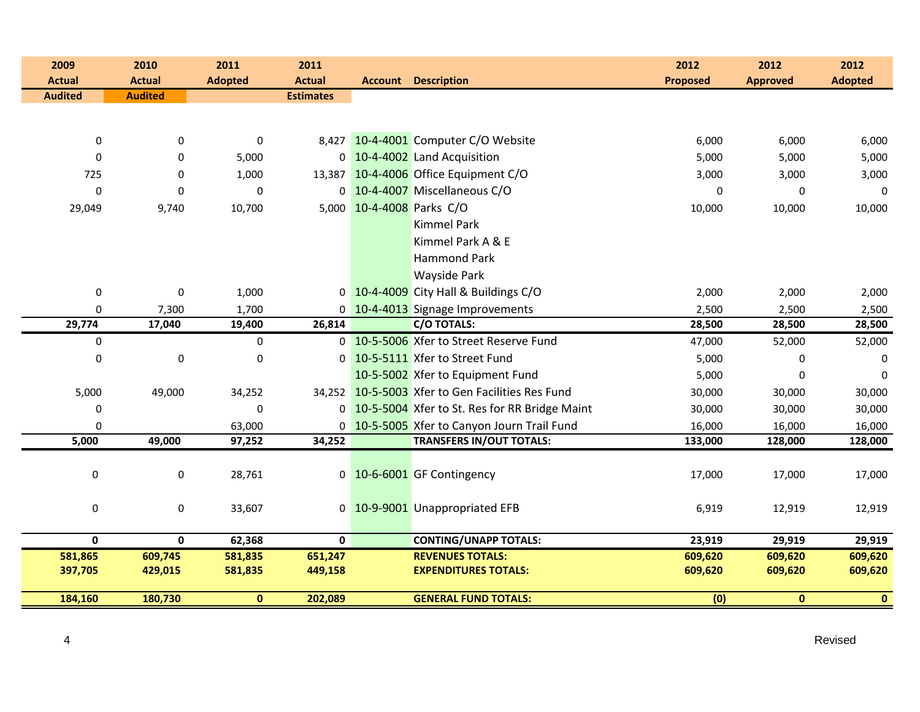| 2009 Actual Audited | 2010 Actual Audited | 2011 Adopted | 2011 Actual Estimates | Account | Description | 2012 Proposed | 2012 Approved | 2012 Adopted |
|---|---|---|---|---|---|---|---|---|
| 0 | 0 | 0 | 8,427 | 10-4-4001 | Computer C/O Website | 6,000 | 6,000 | 6,000 |
| 0 | 0 | 5,000 | 0 | 10-4-4002 | Land Acquisition | 5,000 | 5,000 | 5,000 |
| 725 | 0 | 1,000 | 13,387 | 10-4-4006 | Office Equipment C/O | 3,000 | 3,000 | 3,000 |
| 0 | 0 | 0 | 0 | 10-4-4007 | Miscellaneous C/O | 0 | 0 | 0 |
| 29,049 | 9,740 | 10,700 | 5,000 | 10-4-4008 | Parks C/O | 10,000 | 10,000 | 10,000 |
| | | | | | Kimmel Park | | | |
| | | | | | Kimmel Park A & E | | | |
| | | | | | Hammond Park | | | |
| | | | | | Wayside Park | | | |
| 0 | 0 | 1,000 | 0 | 10-4-4009 | City Hall & Buildings C/O | 2,000 | 2,000 | 2,000 |
| 0 | 7,300 | 1,700 | 0 | 10-4-4013 | Signage Improvements | 2,500 | 2,500 | 2,500 |
| **29,774** | **17,040** | **19,400** | **26,814** | | **C/O TOTALS:** | **28,500** | **28,500** | **28,500** |
| 0 | | 0 | 0 | 10-5-5006 | Xfer to Street Reserve Fund | 47,000 | 52,000 | 52,000 |
| 0 | 0 | 0 | 0 | 10-5-5111 | Xfer to Street Fund | 5,000 | 0 | 0 |
| | | | | 10-5-5002 | Xfer to Equipment Fund | 5,000 | 0 | 0 |
| 5,000 | 49,000 | 34,252 | 34,252 | 10-5-5003 | Xfer to Gen Facilities Res Fund | 30,000 | 30,000 | 30,000 |
| 0 | | 0 | 0 | 10-5-5004 | Xfer to St. Res for RR Bridge Maint | 30,000 | 30,000 | 30,000 |
| 0 | | 63,000 | 0 | 10-5-5005 | Xfer to Canyon Journ Trail Fund | 16,000 | 16,000 | 16,000 |
| **5,000** | **49,000** | **97,252** | **34,252** | | **TRANSFERS IN/OUT TOTALS:** | **133,000** | **128,000** | **128,000** |
| 0 | 0 | 28,761 | 0 | 10-6-6001 | GF Contingency | 17,000 | 17,000 | 17,000 |
| 0 | 0 | 33,607 | 0 | 10-9-9001 | Unappropriated EFB | 6,919 | 12,919 | 12,919 |
| **0** | **0** | **62,368** | **0** | | **CONTING/UNAPP TOTALS:** | **23,919** | **29,919** | **29,919** |
| **581,865** | **609,745** | **581,835** | **651,247** | | **REVENUES TOTALS:** | **609,620** | **609,620** | **609,620** |
| **397,705** | **429,015** | **581,835** | **449,158** | | **EXPENDITURES TOTALS:** | **609,620** | **609,620** | **609,620** |
| **184,160** | **180,730** | **0** | **202,089** | | **GENERAL FUND TOTALS:** | **(0)** | **0** | **0** |

Revised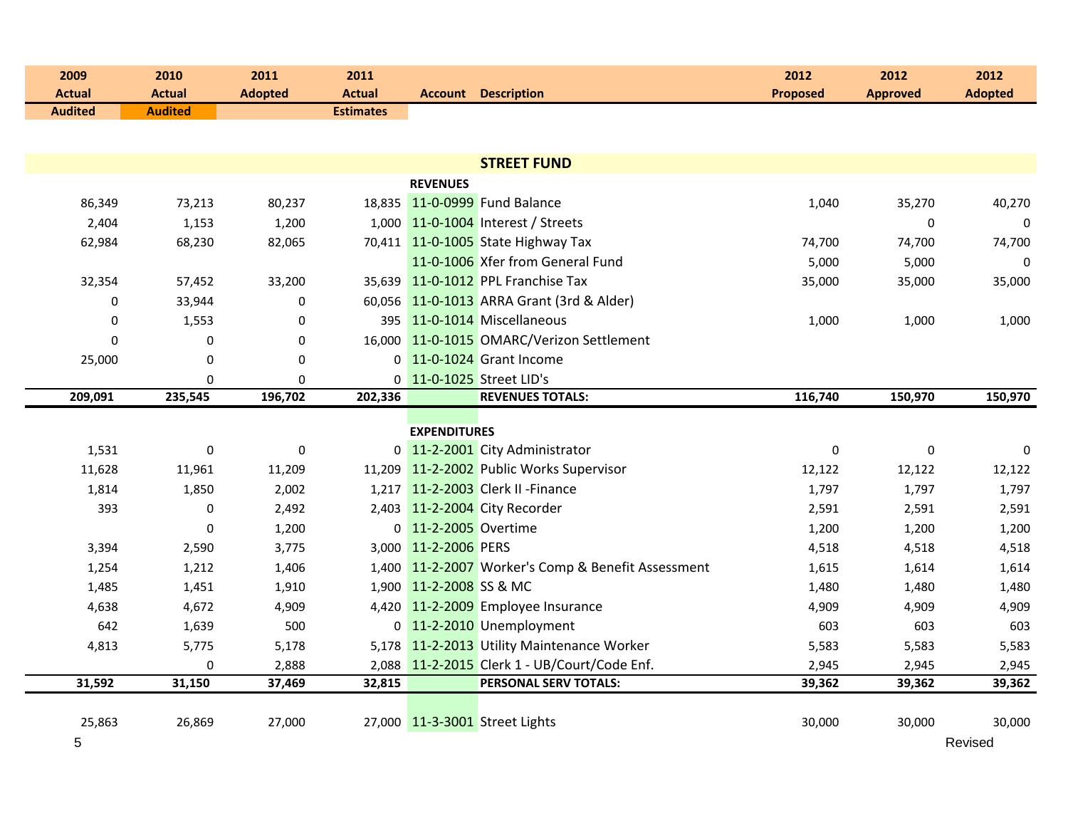| 2009 Actual Audited | 2010 Actual Audited | 2011 Adopted | 2011 Actual Estimates | Account | Description | 2012 Proposed | 2012 Approved | 2012 Adopted |
|---|---|---|---|---|---|---|---|---|
| | | | | | **STREET FUND** | | | |
| | | | | **REVENUES** | | | | |
| 86,349 | 73,213 | 80,237 | 18,835 | 11-0-0999 | Fund Balance | 1,040 | 35,270 | 40,270 |
| 2,404 | 1,153 | 1,200 | 1,000 | 11-0-1004 | Interest / Streets | | 0 | 0 |
| 62,984 | 68,230 | 82,065 | 70,411 | 11-0-1005 | State Highway Tax | 74,700 | 74,700 | 74,700 |
| | | | | 11-0-1006 | Xfer from General Fund | 5,000 | 5,000 | 0 |
| 32,354 | 57,452 | 33,200 | 35,639 | 11-0-1012 | PPL Franchise Tax | 35,000 | 35,000 | 35,000 |
| 0 | 33,944 | 0 | 60,056 | 11-0-1013 | ARRA Grant (3rd & Alder) | | | |
| 0 | 1,553 | 0 | 395 | 11-0-1014 | Miscellaneous | 1,000 | 1,000 | 1,000 |
| 0 | 0 | 0 | 16,000 | 11-0-1015 | OMARC/Verizon Settlement | | | |
| 25,000 | 0 | 0 | 0 | 11-0-1024 | Grant Income | | | |
| | 0 | 0 | 0 | 11-0-1025 | Street LID's | | | |
| **209,091** | **235,545** | **196,702** | **202,336** | | **REVENUES TOTALS:** | **116,740** | **150,970** | **150,970** |
| | | | | **EXPENDITURES** | | | | |
| 1,531 | 0 | 0 | 0 | 11-2-2001 | City Administrator | 0 | 0 | 0 |
| 11,628 | 11,961 | 11,209 | 11,209 | 11-2-2002 | Public Works Supervisor | 12,122 | 12,122 | 12,122 |
| 1,814 | 1,850 | 2,002 | 1,217 | 11-2-2003 | Clerk II -Finance | 1,797 | 1,797 | 1,797 |
| 393 | 0 | 2,492 | 2,403 | 11-2-2004 | City Recorder | 2,591 | 2,591 | 2,591 |
| | 0 | 1,200 | 0 | 11-2-2005 | Overtime | 1,200 | 1,200 | 1,200 |
| 3,394 | 2,590 | 3,775 | 3,000 | 11-2-2006 | PERS | 4,518 | 4,518 | 4,518 |
| 1,254 | 1,212 | 1,406 | 1,400 | 11-2-2007 | Worker's Comp & Benefit Assessment | 1,615 | 1,614 | 1,614 |
| 1,485 | 1,451 | 1,910 | 1,900 | 11-2-2008 | SS & MC | 1,480 | 1,480 | 1,480 |
| 4,638 | 4,672 | 4,909 | 4,420 | 11-2-2009 | Employee Insurance | 4,909 | 4,909 | 4,909 |
| 642 | 1,639 | 500 | 0 | 11-2-2010 | Unemployment | 603 | 603 | 603 |
| 4,813 | 5,775 | 5,178 | 5,178 | 11-2-2013 | Utility Maintenance Worker | 5,583 | 5,583 | 5,583 |
| | 0 | 2,888 | 2,088 | 11-2-2015 | Clerk 1 - UB/Court/Code Enf. | 2,945 | 2,945 | 2,945 |
| **31,592** | **31,150** | **37,469** | **32,815** | | **PERSONAL SERV TOTALS:** | **39,362** | **39,362** | **39,362** |
| 25,863 | 26,869 | 27,000 | 27,000 | 11-3-3001 | Street Lights | 30,000 | 30,000 | 30,000 |

Revised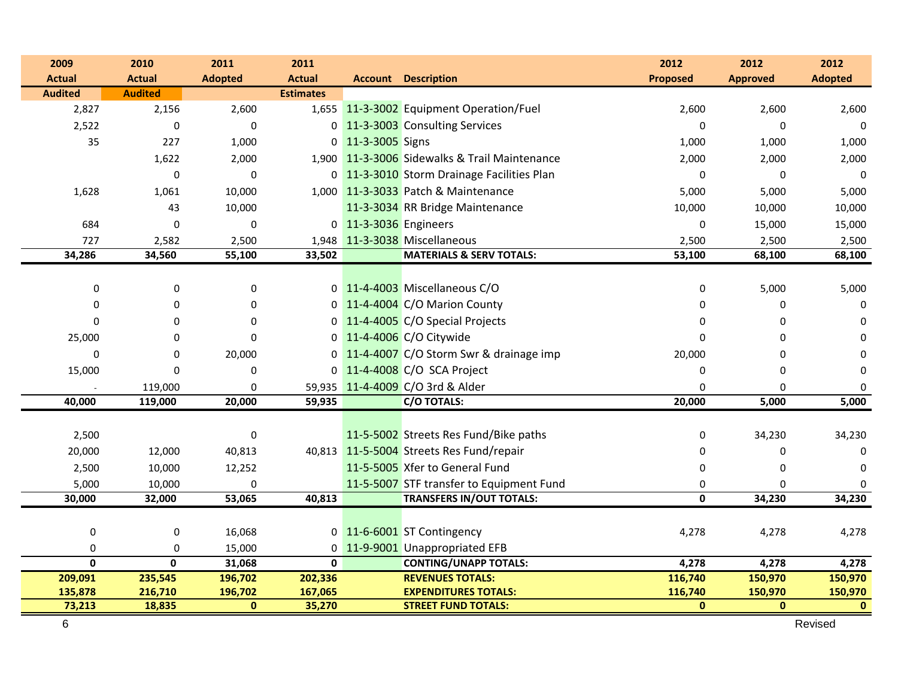| 2009 Actual Audited | 2010 Actual Audited | 2011 Adopted | 2011 Actual Estimates | Account | Description | 2012 Proposed | 2012 Approved | 2012 Adopted |
|---|---|---|---|---|---|---|---|---|
| 2,827 | 2,156 | 2,600 | 1,655 | 11-3-3002 | Equipment Operation/Fuel | 2,600 | 2,600 | 2,600 |
| 2,522 | 0 | 0 | 0 | 11-3-3003 | Consulting Services | 0 | 0 | 0 |
| 35 | 227 | 1,000 | 0 | 11-3-3005 | Signs | 1,000 | 1,000 | 1,000 |
| | 1,622 | 2,000 | 1,900 | 11-3-3006 | Sidewalks & Trail Maintenance | 2,000 | 2,000 | 2,000 |
| | 0 | 0 | 0 | 11-3-3010 | Storm Drainage Facilities Plan | 0 | 0 | 0 |
| 1,628 | 1,061 | 10,000 | 1,000 | 11-3-3033 | Patch & Maintenance | 5,000 | 5,000 | 5,000 |
| | 43 | 10,000 | | 11-3-3034 | RR Bridge Maintenance | 10,000 | 10,000 | 10,000 |
| 684 | 0 | 0 | 0 | 11-3-3036 | Engineers | 0 | 15,000 | 15,000 |
| 727 | 2,582 | 2,500 | 1,948 | 11-3-3038 | Miscellaneous | 2,500 | 2,500 | 2,500 |
| **34,286** | **34,560** | **55,100** | **33,502** | | **MATERIALS & SERV TOTALS:** | **53,100** | **68,100** | **68,100** |
| | | | | | | | | |
| 0 | 0 | 0 | 0 | 11-4-4003 | Miscellaneous C/O | 0 | 5,000 | 5,000 |
| 0 | 0 | 0 | 0 | 11-4-4004 | C/O Marion County | 0 | 0 | 0 |
| 0 | 0 | 0 | 0 | 11-4-4005 | C/O Special Projects | 0 | 0 | 0 |
| 25,000 | 0 | 0 | 0 | 11-4-4006 | C/O Citywide | 0 | 0 | 0 |
| 0 | 0 | 20,000 | 0 | 11-4-4007 | C/O Storm Swr & drainage imp | 20,000 | 0 | 0 |
| 15,000 | 0 | 0 | 0 | 11-4-4008 | C/O SCA Project | 0 | 0 | 0 |
| - | 119,000 | 0 | 59,935 | 11-4-4009 | C/O 3rd & Alder | 0 | 0 | 0 |
| **40,000** | **119,000** | **20,000** | **59,935** | | **C/O TOTALS:** | **20,000** | **5,000** | **5,000** |
| | | | | | | | | |
| 2,500 | | 0 | | 11-5-5002 | Streets Res Fund/Bike paths | 0 | 34,230 | 34,230 |
| 20,000 | 12,000 | 40,813 | 40,813 | 11-5-5004 | Streets Res Fund/repair | 0 | 0 | 0 |
| 2,500 | 10,000 | 12,252 | | 11-5-5005 | Xfer to General Fund | 0 | 0 | 0 |
| 5,000 | 10,000 | 0 | | 11-5-5007 | STF transfer to Equipment Fund | 0 | 0 | 0 |
| **30,000** | **32,000** | **53,065** | **40,813** | | **TRANSFERS IN/OUT TOTALS:** | **0** | **34,230** | **34,230** |
| | | | | | | | | |
| 0 | 0 | 16,068 | 0 | 11-6-6001 | ST Contingency | 4,278 | 4,278 | 4,278 |
| 0 | 0 | 15,000 | 0 | 11-9-9001 | Unappropriated EFB | | | |
| **0** | **0** | **31,068** | **0** | | **CONTING/UNAPP TOTALS:** | **4,278** | **4,278** | **4,278** |
| **209,091** | **235,545** | **196,702** | **202,336** | | **REVENUES TOTALS:** | **116,740** | **150,970** | **150,970** |
| **135,878** | **216,710** | **196,702** | **167,065** | | **EXPENDITURES TOTALS:** | **116,740** | **150,970** | **150,970** |
| **73,213** | **18,835** | **0** | **35,270** | | **STREET FUND TOTALS:** | **0** | **0** | **0** |

Revised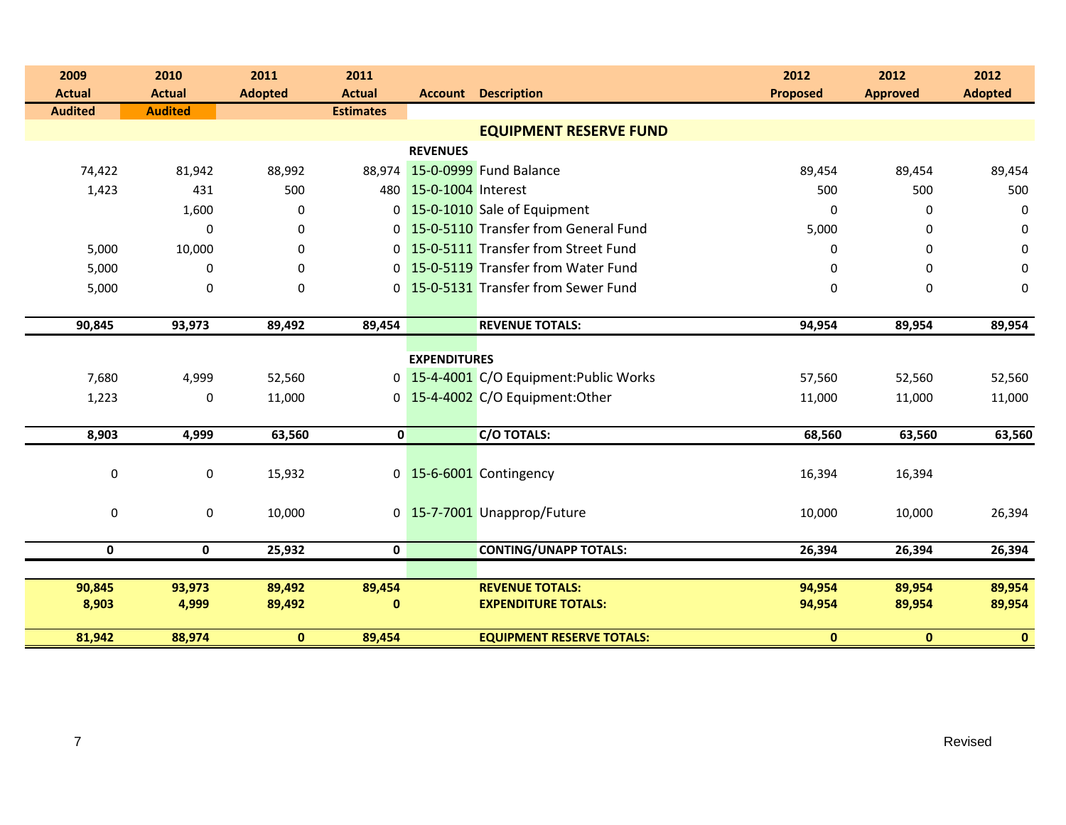| 2009 Actual | 2010 Actual | 2011 Adopted | 2011 Actual | Account | Description | 2012 Proposed | 2012 Approved | 2012 Adopted |
|---|---|---|---|---|---|---|---|---|
| Audited | Audited | | Estimates | | | | | |
| | | | | | **EQUIPMENT RESERVE FUND** | | | |
| | | | | **REVENUES** | | | | |
| 74,422 | 81,942 | 88,992 | 88,974 | 15-0-0999 | Fund Balance | 89,454 | 89,454 | 89,454 |
| 1,423 | 431 | 500 | 480 | 15-0-1004 | Interest | 500 | 500 | 500 |
| | 1,600 | 0 | 0 | 15-0-1010 | Sale of Equipment | 0 | 0 | 0 |
| | 0 | 0 | 0 | 15-0-5110 | Transfer from General Fund | 5,000 | 0 | 0 |
| 5,000 | 10,000 | 0 | 0 | 15-0-5111 | Transfer from Street Fund | 0 | 0 | 0 |
| 5,000 | 0 | 0 | 0 | 15-0-5119 | Transfer from Water Fund | 0 | 0 | 0 |
| 5,000 | 0 | 0 | 0 | 15-0-5131 | Transfer from Sewer Fund | 0 | 0 | 0 |
| **90,845** | **93,973** | **89,492** | **89,454** | | **REVENUE TOTALS:** | **94,954** | **89,954** | **89,954** |
| | | | | **EXPENDITURES** | | | | |
| 7,680 | 4,999 | 52,560 | 0 | 15-4-4001 | C/O Equipment:Public Works | 57,560 | 52,560 | 52,560 |
| 1,223 | 0 | 11,000 | 0 | 15-4-4002 | C/O Equipment:Other | 11,000 | 11,000 | 11,000 |
| **8,903** | **4,999** | **63,560** | **0** | | **C/O TOTALS:** | **68,560** | **63,560** | **63,560** |
| 0 | 0 | 15,932 | 0 | 15-6-6001 | Contingency | 16,394 | 16,394 | |
| 0 | 0 | 10,000 | 0 | 15-7-7001 | Unapprop/Future | 10,000 | 10,000 | 26,394 |
| **0** | **0** | **25,932** | **0** | | **CONTING/UNAPP TOTALS:** | **26,394** | **26,394** | **26,394** |
| **90,845** | **93,973** | **89,492** | **89,454** | | **REVENUE TOTALS:** | **94,954** | **89,954** | **89,954** |
| **8,903** | **4,999** | **89,492** | **0** | | **EXPENDITURE TOTALS:** | **94,954** | **89,954** | **89,954** |
| **81,942** | **88,974** | **0** | **89,454** | | **EQUIPMENT RESERVE TOTALS:** | **0** | **0** | **0** |

Revised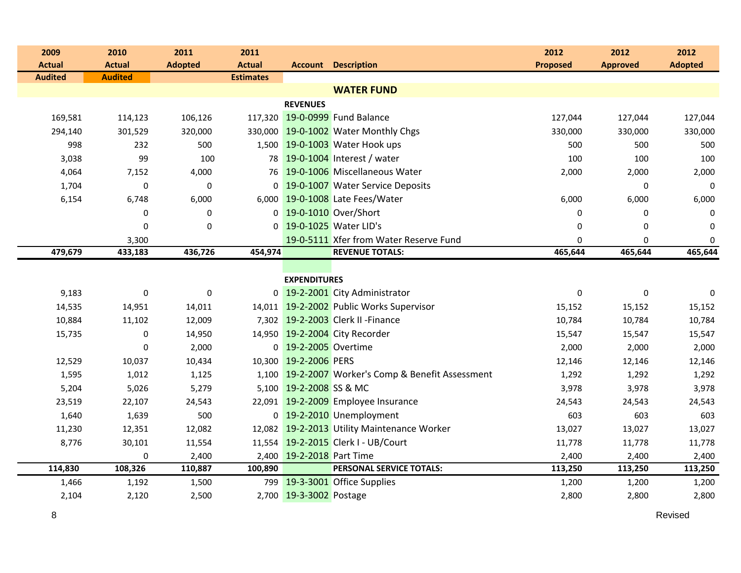| 2009 Actual | 2010 Actual | 2011 Adopted | 2011 Actual | Account | Description | 2012 Proposed | 2012 Approved | 2012 Adopted |
|---|---|---|---|---|---|---|---|---|
| Audited | Audited | | Estimates | | | | | |
| | | | | | **WATER FUND** | | | |
| | | | | **REVENUES** | | | | |
| 169,581 | 114,123 | 106,126 | 117,320 | 19-0-0999 | Fund Balance | 127,044 | 127,044 | 127,044 |
| 294,140 | 301,529 | 320,000 | 330,000 | 19-0-1002 | Water Monthly Chgs | 330,000 | 330,000 | 330,000 |
| 998 | 232 | 500 | 1,500 | 19-0-1003 | Water Hook ups | 500 | 500 | 500 |
| 3,038 | 99 | 100 | 78 | 19-0-1004 | Interest / water | 100 | 100 | 100 |
| 4,064 | 7,152 | 4,000 | 76 | 19-0-1006 | Miscellaneous Water | 2,000 | 2,000 | 2,000 |
| 1,704 | 0 | 0 | 0 | 19-0-1007 | Water Service Deposits | | 0 | 0 |
| 6,154 | 6,748 | 6,000 | 6,000 | 19-0-1008 | Late Fees/Water | 6,000 | 6,000 | 6,000 |
| | 0 | 0 | 0 | 19-0-1010 | Over/Short | 0 | 0 | 0 |
| | 0 | 0 | 0 | 19-0-1025 | Water LID's | 0 | 0 | 0 |
| | 3,300 | | | 19-0-5111 | Xfer from Water Reserve Fund | 0 | 0 | 0 |
| **479,679** | **433,183** | **436,726** | **454,974** | | **REVENUE TOTALS:** | **465,644** | **465,644** | **465,644** |
| | | | | **EXPENDITURES** | | | | |
| 9,183 | 0 | 0 | 0 | 19-2-2001 | City Administrator | 0 | 0 | 0 |
| 14,535 | 14,951 | 14,011 | 14,011 | 19-2-2002 | Public Works Supervisor | 15,152 | 15,152 | 15,152 |
| 10,884 | 11,102 | 12,009 | 7,302 | 19-2-2003 | Clerk II -Finance | 10,784 | 10,784 | 10,784 |
| 15,735 | 0 | 14,950 | 14,950 | 19-2-2004 | City Recorder | 15,547 | 15,547 | 15,547 |
| | 0 | 2,000 | 0 | 19-2-2005 | Overtime | 2,000 | 2,000 | 2,000 |
| 12,529 | 10,037 | 10,434 | 10,300 | 19-2-2006 | PERS | 12,146 | 12,146 | 12,146 |
| 1,595 | 1,012 | 1,125 | 1,100 | 19-2-2007 | Worker's Comp & Benefit Assessment | 1,292 | 1,292 | 1,292 |
| 5,204 | 5,026 | 5,279 | 5,100 | 19-2-2008 | SS & MC | 3,978 | 3,978 | 3,978 |
| 23,519 | 22,107 | 24,543 | 22,091 | 19-2-2009 | Employee Insurance | 24,543 | 24,543 | 24,543 |
| 1,640 | 1,639 | 500 | 0 | 19-2-2010 | Unemployment | 603 | 603 | 603 |
| 11,230 | 12,351 | 12,082 | 12,082 | 19-2-2013 | Utility Maintenance Worker | 13,027 | 13,027 | 13,027 |
| 8,776 | 30,101 | 11,554 | 11,554 | 19-2-2015 | Clerk I - UB/Court | 11,778 | 11,778 | 11,778 |
| | 0 | 2,400 | 2,400 | 19-2-2018 | Part Time | 2,400 | 2,400 | 2,400 |
| **114,830** | **108,326** | **110,887** | **100,890** | | **PERSONAL SERVICE TOTALS:** | **113,250** | **113,250** | **113,250** |
| 1,466 | 1,192 | 1,500 | 799 | 19-3-3001 | Office Supplies | 1,200 | 1,200 | 1,200 |
| 2,104 | 2,120 | 2,500 | 2,700 | 19-3-3002 | Postage | 2,800 | 2,800 | 2,800 |

Revised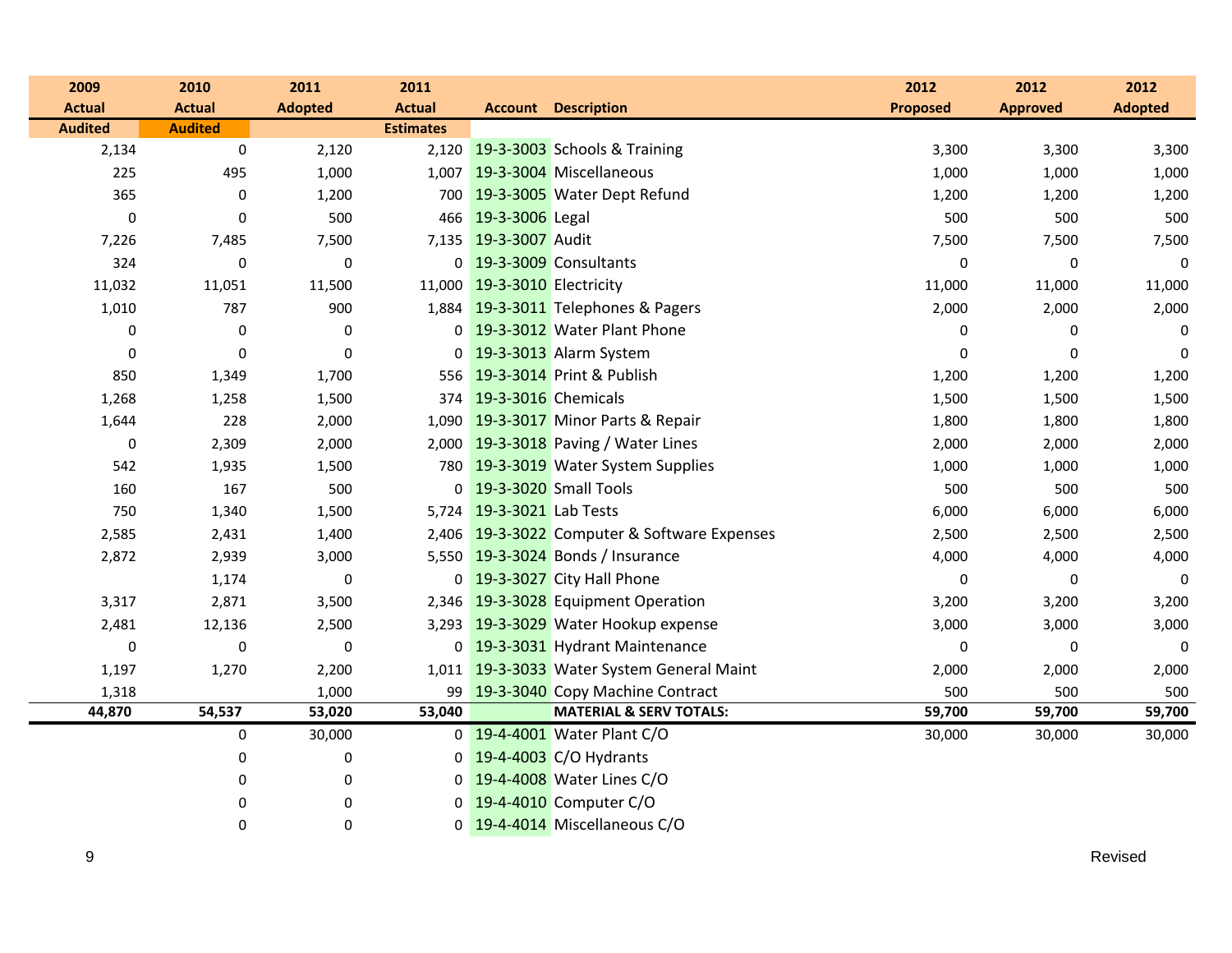| 2009 Actual | 2010 Actual | 2011 Adopted | 2011 Actual | Account | Description | 2012 Proposed | 2012 Approved | 2012 Adopted |
|---|---|---|---|---|---|---|---|---|
| Audited | Audited | | Estimates | | | | | |
| 2,134 | 0 | 2,120 | 2,120 | 19-3-3003 | Schools & Training | 3,300 | 3,300 | 3,300 |
| 225 | 495 | 1,000 | 1,007 | 19-3-3004 | Miscellaneous | 1,000 | 1,000 | 1,000 |
| 365 | 0 | 1,200 | 700 | 19-3-3005 | Water Dept Refund | 1,200 | 1,200 | 1,200 |
| 0 | 0 | 500 | 466 | 19-3-3006 | Legal | 500 | 500 | 500 |
| 7,226 | 7,485 | 7,500 | 7,135 | 19-3-3007 | Audit | 7,500 | 7,500 | 7,500 |
| 324 | 0 | 0 | 0 | 19-3-3009 | Consultants | 0 | 0 | 0 |
| 11,032 | 11,051 | 11,500 | 11,000 | 19-3-3010 | Electricity | 11,000 | 11,000 | 11,000 |
| 1,010 | 787 | 900 | 1,884 | 19-3-3011 | Telephones & Pagers | 2,000 | 2,000 | 2,000 |
| 0 | 0 | 0 | 0 | 19-3-3012 | Water Plant Phone | 0 | 0 | 0 |
| 0 | 0 | 0 | 0 | 19-3-3013 | Alarm System | 0 | 0 | 0 |
| 850 | 1,349 | 1,700 | 556 | 19-3-3014 | Print & Publish | 1,200 | 1,200 | 1,200 |
| 1,268 | 1,258 | 1,500 | 374 | 19-3-3016 | Chemicals | 1,500 | 1,500 | 1,500 |
| 1,644 | 228 | 2,000 | 1,090 | 19-3-3017 | Minor Parts & Repair | 1,800 | 1,800 | 1,800 |
| 0 | 2,309 | 2,000 | 2,000 | 19-3-3018 | Paving / Water Lines | 2,000 | 2,000 | 2,000 |
| 542 | 1,935 | 1,500 | 780 | 19-3-3019 | Water System Supplies | 1,000 | 1,000 | 1,000 |
| 160 | 167 | 500 | 0 | 19-3-3020 | Small Tools | 500 | 500 | 500 |
| 750 | 1,340 | 1,500 | 5,724 | 19-3-3021 | Lab Tests | 6,000 | 6,000 | 6,000 |
| 2,585 | 2,431 | 1,400 | 2,406 | 19-3-3022 | Computer & Software Expenses | 2,500 | 2,500 | 2,500 |
| 2,872 | 2,939 | 3,000 | 5,550 | 19-3-3024 | Bonds / Insurance | 4,000 | 4,000 | 4,000 |
| | 1,174 | 0 | 0 | 19-3-3027 | City Hall Phone | 0 | 0 | 0 |
| 3,317 | 2,871 | 3,500 | 2,346 | 19-3-3028 | Equipment Operation | 3,200 | 3,200 | 3,200 |
| 2,481 | 12,136 | 2,500 | 3,293 | 19-3-3029 | Water Hookup expense | 3,000 | 3,000 | 3,000 |
| 0 | 0 | 0 | 0 | 19-3-3031 | Hydrant Maintenance | 0 | 0 | 0 |
| 1,197 | 1,270 | 2,200 | 1,011 | 19-3-3033 | Water System General Maint | 2,000 | 2,000 | 2,000 |
| 1,318 | | 1,000 | 99 | 19-3-3040 | Copy Machine Contract | 500 | 500 | 500 |
| **44,870** | **54,537** | **53,020** | **53,040** | | **MATERIAL & SERV TOTALS:** | **59,700** | **59,700** | **59,700** |
| | 0 | 30,000 | 0 | 19-4-4001 | Water Plant C/O | 30,000 | 30,000 | 30,000 |
| | 0 | 0 | 0 | 19-4-4003 | C/O Hydrants | | | |
| | 0 | 0 | 0 | 19-4-4008 | Water Lines C/O | | | |
| | 0 | 0 | 0 | 19-4-4010 | Computer C/O | | | |
| | 0 | 0 | 0 | 19-4-4014 | Miscellaneous C/O | | | |

Revised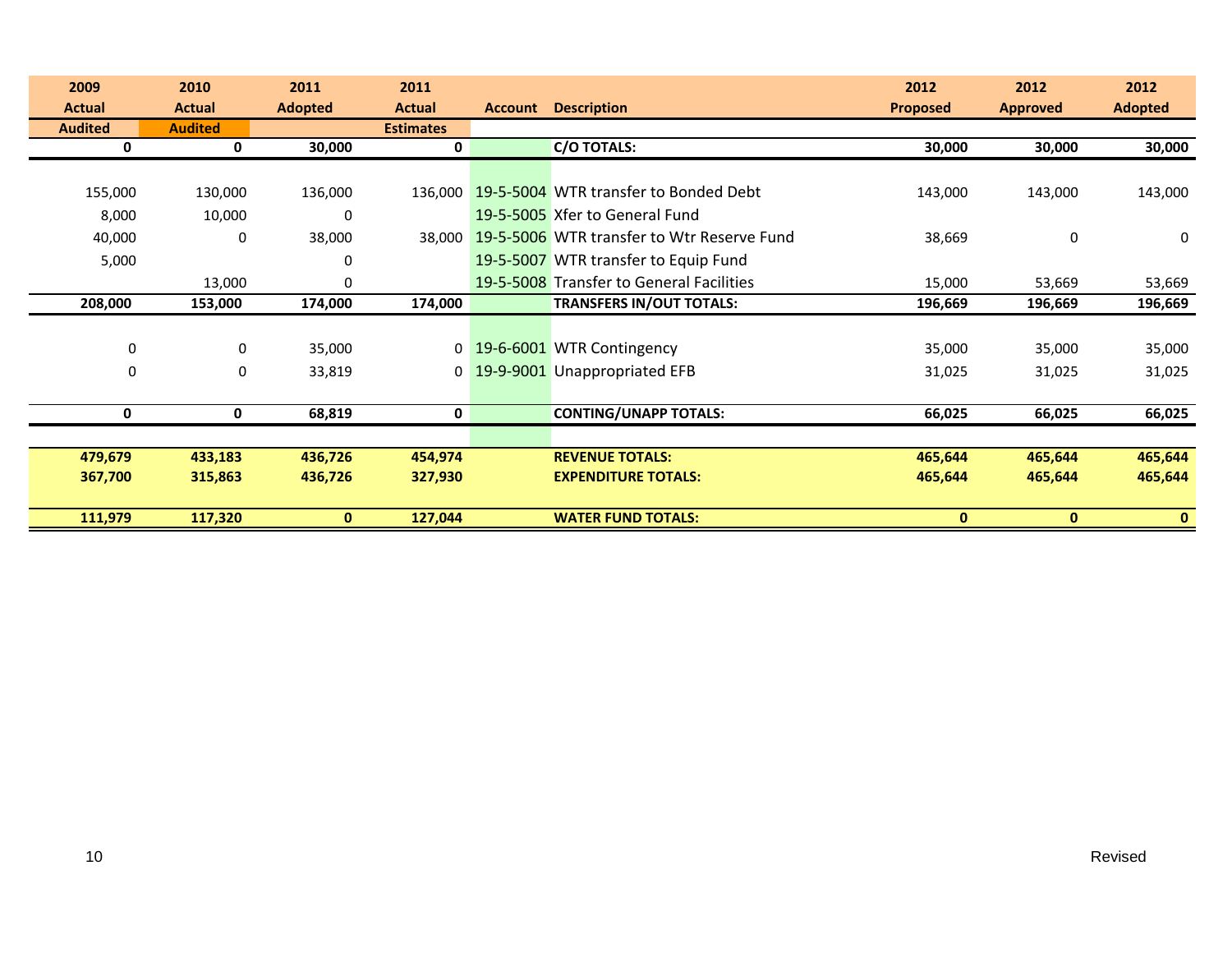| 2009 Actual Audited | 2010 Actual Audited | 2011 Adopted | 2011 Actual Estimates | Account | Description | 2012 Proposed | 2012 Approved | 2012 Adopted |
|---|---|---|---|---|---|---|---|---|
| **0** | **0** | **30,000** | **0** | | **C/O TOTALS:** | **30,000** | **30,000** | **30,000** |
| | | | | | | | | |
| 155,000 | 130,000 | 136,000 | 136,000 | 19-5-5004 | WTR transfer to Bonded Debt | 143,000 | 143,000 | 143,000 |
| 8,000 | 10,000 | 0 | | 19-5-5005 | Xfer to General Fund | | | |
| 40,000 | 0 | 38,000 | 38,000 | 19-5-5006 | WTR transfer to Wtr Reserve Fund | 38,669 | 0 | 0 |
| 5,000 | | 0 | | 19-5-5007 | WTR transfer to Equip Fund | | | |
| | 13,000 | 0 | | 19-5-5008 | Transfer to General Facilities | 15,000 | 53,669 | 53,669 |
| **208,000** | **153,000** | **174,000** | **174,000** | | **TRANSFERS IN/OUT TOTALS:** | **196,669** | **196,669** | **196,669** |
| | | | | | | | | |
| 0 | 0 | 35,000 | 0 | 19-6-6001 | WTR Contingency | 35,000 | 35,000 | 35,000 |
| 0 | 0 | 33,819 | 0 | 19-9-9001 | Unappropriated EFB | 31,025 | 31,025 | 31,025 |
| **0** | **0** | **68,819** | **0** | | **CONTING/UNAPP TOTALS:** | **66,025** | **66,025** | **66,025** |
| | | | | | | | | |
| **479,679** | **433,183** | **436,726** | **454,974** | | **REVENUE TOTALS:** | **465,644** | **465,644** | **465,644** |
| **367,700** | **315,863** | **436,726** | **327,930** | | **EXPENDITURE TOTALS:** | **465,644** | **465,644** | **465,644** |
| **111,979** | **117,320** | **0** | **127,044** | | **WATER FUND TOTALS:** | **0** | **0** | **0** |

Revised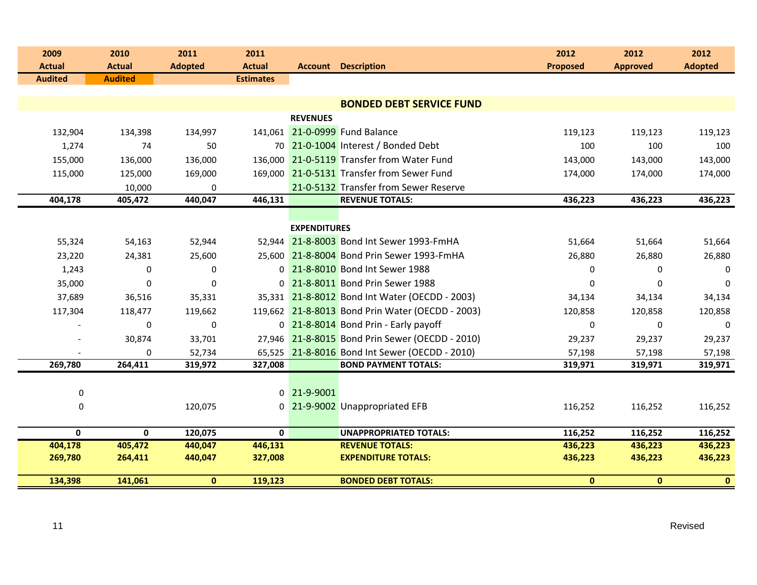| 2009 Actual Audited | 2010 Actual Audited | 2011 Adopted | 2011 Actual Estimates | Account | Description | 2012 Proposed | 2012 Approved | 2012 Adopted |
|---|---|---|---|---|---|---|---|---|
| | | | | | **BONDED DEBT SERVICE FUND** | | | |
| | | | | **REVENUES** | | | | |
| 132,904 | 134,398 | 134,997 | 141,061 | 21-0-0999 | Fund Balance | 119,123 | 119,123 | 119,123 |
| 1,274 | 74 | 50 | 70 | 21-0-1004 | Interest / Bonded Debt | 100 | 100 | 100 |
| 155,000 | 136,000 | 136,000 | 136,000 | 21-0-5119 | Transfer from Water Fund | 143,000 | 143,000 | 143,000 |
| 115,000 | 125,000 | 169,000 | 169,000 | 21-0-5131 | Transfer from Sewer Fund | 174,000 | 174,000 | 174,000 |
| | 10,000 | 0 | | 21-0-5132 | Transfer from Sewer Reserve | | | |
| **404,178** | **405,472** | **440,047** | **446,131** | | **REVENUE TOTALS:** | **436,223** | **436,223** | **436,223** |
| | | | | **EXPENDITURES** | | | | |
| 55,324 | 54,163 | 52,944 | 52,944 | 21-8-8003 | Bond Int Sewer 1993-FmHA | 51,664 | 51,664 | 51,664 |
| 23,220 | 24,381 | 25,600 | 25,600 | 21-8-8004 | Bond Prin Sewer 1993-FmHA | 26,880 | 26,880 | 26,880 |
| 1,243 | 0 | 0 | 0 | 21-8-8010 | Bond Int Sewer 1988 | 0 | 0 | 0 |
| 35,000 | 0 | 0 | 0 | 21-8-8011 | Bond Prin Sewer 1988 | 0 | 0 | 0 |
| 37,689 | 36,516 | 35,331 | 35,331 | 21-8-8012 | Bond Int Water (OECDD - 2003) | 34,134 | 34,134 | 34,134 |
| 117,304 | 118,477 | 119,662 | 119,662 | 21-8-8013 | Bond Prin Water (OECDD - 2003) | 120,858 | 120,858 | 120,858 |
| - | 0 | 0 | 0 | 21-8-8014 | Bond Prin - Early payoff | 0 | 0 | 0 |
| - | 30,874 | 33,701 | 27,946 | 21-8-8015 | Bond Prin Sewer (OECDD - 2010) | 29,237 | 29,237 | 29,237 |
| - | 0 | 52,734 | 65,525 | 21-8-8016 | Bond Int Sewer (OECDD - 2010) | 57,198 | 57,198 | 57,198 |
| **269,780** | **264,411** | **319,972** | **327,008** | | **BOND PAYMENT TOTALS:** | **319,971** | **319,971** | **319,971** |
| 0 | | | 0 | 21-9-9001 | | | | |
| 0 | | 120,075 | 0 | 21-9-9002 | Unappropriated EFB | 116,252 | 116,252 | 116,252 |
| **0** | **0** | **120,075** | **0** | | **UNAPPROPRIATED TOTALS:** | **116,252** | **116,252** | **116,252** |
| **404,178** | **405,472** | **440,047** | **446,131** | | **REVENUE TOTALS:** | **436,223** | **436,223** | **436,223** |
| **269,780** | **264,411** | **440,047** | **327,008** | | **EXPENDITURE TOTALS:** | **436,223** | **436,223** | **436,223** |
| **134,398** | **141,061** | **0** | **119,123** | | **BONDED DEBT TOTALS:** | **0** | **0** | **0** |

Revised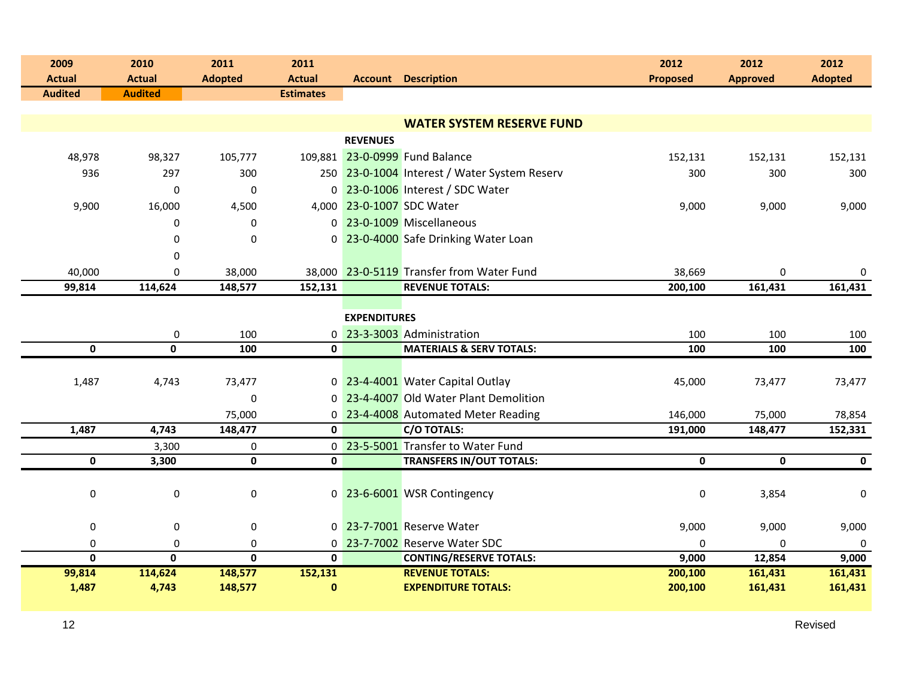| 2009 Actual Audited | 2010 Actual Audited | 2011 Adopted | 2011 Actual Estimates | Account | Description | 2012 Proposed | 2012 Approved | 2012 Adopted |
|---|---|---|---|---|---|---|---|---|
| | | | | | **WATER SYSTEM RESERVE FUND** | | | |
| | | | | **REVENUES** | | | | |
| 48,978 | 98,327 | 105,777 | 109,881 | 23-0-0999 | Fund Balance | 152,131 | 152,131 | 152,131 |
| 936 | 297 | 300 | 250 | 23-0-1004 | Interest / Water System Reserv | 300 | 300 | 300 |
| | 0 | 0 | 0 | 23-0-1006 | Interest / SDC Water | | | |
| 9,900 | 16,000 | 4,500 | 4,000 | 23-0-1007 | SDC Water | 9,000 | 9,000 | 9,000 |
| | 0 | 0 | 0 | 23-0-1009 | Miscellaneous | | | |
| | 0 | 0 | 0 | 23-0-4000 | Safe Drinking Water Loan | | | |
| | 0 | | | | | | | |
| 40,000 | 0 | 38,000 | 38,000 | 23-0-5119 | Transfer from Water Fund | 38,669 | 0 | 0 |
| **99,814** | **114,624** | **148,577** | **152,131** | | **REVENUE TOTALS:** | **200,100** | **161,431** | **161,431** |
| | | | | **EXPENDITURES** | | | | |
| | 0 | 100 | 0 | 23-3-3003 | Administration | 100 | 100 | 100 |
| **0** | **0** | **100** | **0** | | **MATERIALS & SERV TOTALS:** | **100** | **100** | **100** |
| 1,487 | 4,743 | 73,477 | 0 | 23-4-4001 | Water Capital Outlay | 45,000 | 73,477 | 73,477 |
| | | 0 | 0 | 23-4-4007 | Old Water Plant Demolition | | | |
| | | 75,000 | 0 | 23-4-4008 | Automated Meter Reading | 146,000 | 75,000 | 78,854 |
| **1,487** | **4,743** | **148,477** | **0** | | **C/O TOTALS:** | **191,000** | **148,477** | **152,331** |
| | 3,300 | 0 | 0 | 23-5-5001 | Transfer to Water Fund | | | |
| **0** | **3,300** | **0** | **0** | | **TRANSFERS IN/OUT TOTALS:** | **0** | **0** | **0** |
| 0 | 0 | 0 | 0 | 23-6-6001 | WSR Contingency | 0 | 3,854 | 0 |
| 0 | 0 | 0 | 0 | 23-7-7001 | Reserve Water | 9,000 | 9,000 | 9,000 |
| 0 | 0 | 0 | 0 | 23-7-7002 | Reserve Water SDC | 0 | 0 | 0 |
| **0** | **0** | **0** | **0** | | **CONTING/RESERVE TOTALS:** | **9,000** | **12,854** | **9,000** |
| **99,814** | **114,624** | **148,577** | **152,131** | | **REVENUE TOTALS:** | **200,100** | **161,431** | **161,431** |
| **1,487** | **4,743** | **148,577** | **0** | | **EXPENDITURE TOTALS:** | **200,100** | **161,431** | **161,431** |

Revised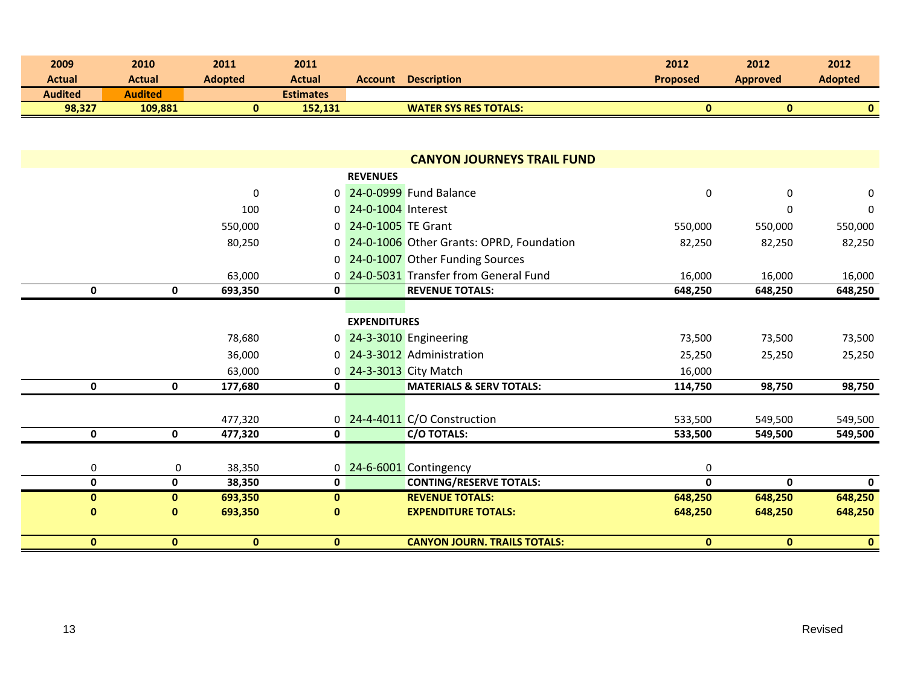| 2009 Actual Audited | 2010 Actual Audited | 2011 Adopted | 2011 Actual Estimates | Account | Description | 2012 Proposed | 2012 Approved | 2012 Adopted |
|---|---|---|---|---|---|---|---|---|
| **98,327** | **109,881** | **0** | **152,131** | | **WATER SYS RES TOTALS:** | **0** | **0** | **0** |

## CANYON JOURNEYS TRAIL FUND

| 2009 Actual Audited | 2010 Actual Audited | 2011 Adopted | 2011 Actual Estimates | Account | Description | 2012 Proposed | 2012 Approved | 2012 Adopted |
|---|---|---|---|---|---|---|---|---|
| | | | | **REVENUES** | | | | |
| | | 0 | 0 | 24-0-0999 | Fund Balance | 0 | 0 | 0 |
| | | 100 | 0 | 24-0-1004 | Interest | | 0 | 0 |
| | | 550,000 | 0 | 24-0-1005 | TE Grant | 550,000 | 550,000 | 550,000 |
| | | 80,250 | 0 | 24-0-1006 | Other Grants: OPRD, Foundation | 82,250 | 82,250 | 82,250 |
| | | | 0 | 24-0-1007 | Other Funding Sources | | | |
| | | 63,000 | 0 | 24-0-5031 | Transfer from General Fund | 16,000 | 16,000 | 16,000 |
| **0** | **0** | **693,350** | **0** | | **REVENUE TOTALS:** | **648,250** | **648,250** | **648,250** |
| | | | | **EXPENDITURES** | | | | |
| | | 78,680 | 0 | 24-3-3010 | Engineering | 73,500 | 73,500 | 73,500 |
| | | 36,000 | 0 | 24-3-3012 | Administration | 25,250 | 25,250 | 25,250 |
| | | 63,000 | 0 | 24-3-3013 | City Match | 16,000 | | |
| **0** | **0** | **177,680** | **0** | | **MATERIALS & SERV TOTALS:** | **114,750** | **98,750** | **98,750** |
| | | 477,320 | 0 | 24-4-4011 | C/O Construction | 533,500 | 549,500 | 549,500 |
| **0** | **0** | **477,320** | **0** | | **C/O TOTALS:** | **533,500** | **549,500** | **549,500** |
| 0 | 0 | 38,350 | 0 | 24-6-6001 | Contingency | 0 | | |
| **0** | **0** | **38,350** | **0** | | **CONTING/RESERVE TOTALS:** | **0** | **0** | **0** |
| **0** | **0** | **693,350** | **0** | | **REVENUE TOTALS:** | **648,250** | **648,250** | **648,250** |
| **0** | **0** | **693,350** | **0** | | **EXPENDITURE TOTALS:** | **648,250** | **648,250** | **648,250** |
| **0** | **0** | **0** | **0** | | **CANYON JOURN. TRAILS TOTALS:** | **0** | **0** | **0** |

Revised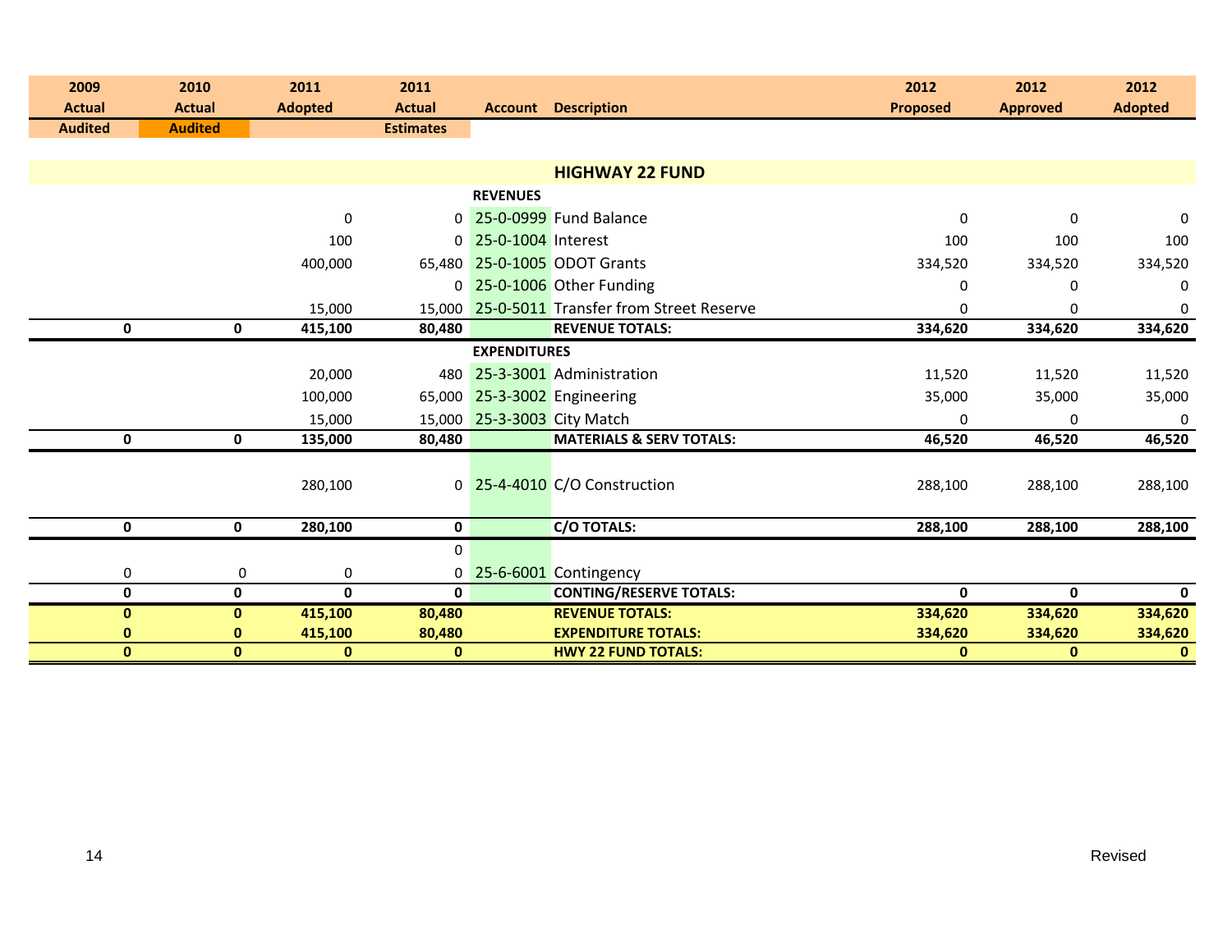| 2009 Actual Audited | 2010 Actual Audited | 2011 Adopted | 2011 Actual Estimates | Account | Description | 2012 Proposed | 2012 Approved | 2012 Adopted |
|---|---|---|---|---|---|---|---|---|
| | | | | | **HIGHWAY 22 FUND** | | | |
| | | | | **REVENUES** | | | | |
| | | 0 | 0 | 25-0-0999 | Fund Balance | 0 | 0 | 0 |
| | | 100 | 0 | 25-0-1004 | Interest | 100 | 100 | 100 |
| | | 400,000 | 65,480 | 25-0-1005 | ODOT Grants | 334,520 | 334,520 | 334,520 |
| | | | 0 | 25-0-1006 | Other Funding | 0 | 0 | 0 |
| | | 15,000 | 15,000 | 25-0-5011 | Transfer from Street Reserve | 0 | 0 | 0 |
| **0** | **0** | **415,100** | **80,480** | | **REVENUE TOTALS:** | **334,620** | **334,620** | **334,620** |
| | | | | **EXPENDITURES** | | | | |
| | | 20,000 | 480 | 25-3-3001 | Administration | 11,520 | 11,520 | 11,520 |
| | | 100,000 | 65,000 | 25-3-3002 | Engineering | 35,000 | 35,000 | 35,000 |
| | | 15,000 | 15,000 | 25-3-3003 | City Match | 0 | 0 | 0 |
| **0** | **0** | **135,000** | **80,480** | | **MATERIALS & SERV TOTALS:** | **46,520** | **46,520** | **46,520** |
| | | 280,100 | 0 | 25-4-4010 | C/O Construction | 288,100 | 288,100 | 288,100 |
| **0** | **0** | **280,100** | **0** | | **C/O TOTALS:** | **288,100** | **288,100** | **288,100** |
| | | | 0 | | | | | |
| 0 | 0 | 0 | 0 | 25-6-6001 | Contingency | | | |
| **0** | **0** | **0** | **0** | | **CONTING/RESERVE TOTALS:** | **0** | **0** | **0** |
| **0** | **0** | **415,100** | **80,480** | | **REVENUE TOTALS:** | **334,620** | **334,620** | **334,620** |
| **0** | **0** | **415,100** | **80,480** | | **EXPENDITURE TOTALS:** | **334,620** | **334,620** | **334,620** |
| **0** | **0** | **0** | **0** | | **HWY 22 FUND TOTALS:** | **0** | **0** | **0** |

Revised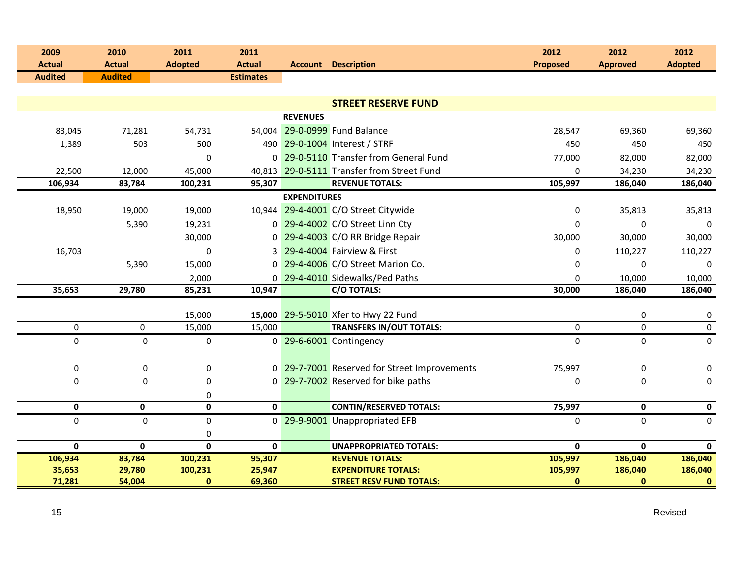| 2009 Actual | 2010 Actual | 2011 Adopted | 2011 Actual | Account | Description | 2012 Proposed | 2012 Approved | 2012 Adopted |
|---|---|---|---|---|---|---|---|---|
| Audited | Audited | | Estimates | | | | | |
| | | | | | **STREET RESERVE FUND** | | | |
| | | | | **REVENUES** | | | | |
| 83,045 | 71,281 | 54,731 | 54,004 | 29-0-0999 | Fund Balance | 28,547 | 69,360 | 69,360 |
| 1,389 | 503 | 500 | 490 | 29-0-1004 | Interest / STRF | 450 | 450 | 450 |
| | | 0 | 0 | 29-0-5110 | Transfer from General Fund | 77,000 | 82,000 | 82,000 |
| 22,500 | 12,000 | 45,000 | 40,813 | 29-0-5111 | Transfer from Street Fund | 0 | 34,230 | 34,230 |
| **106,934** | **83,784** | **100,231** | **95,307** | | **REVENUE TOTALS:** | **105,997** | **186,040** | **186,040** |
| | | | | **EXPENDITURES** | | | | |
| 18,950 | 19,000 | 19,000 | 10,944 | 29-4-4001 | C/O Street Citywide | 0 | 35,813 | 35,813 |
| | 5,390 | 19,231 | 0 | 29-4-4002 | C/O Street Linn Cty | 0 | 0 | 0 |
| | | 30,000 | 0 | 29-4-4003 | C/O RR Bridge Repair | 30,000 | 30,000 | 30,000 |
| 16,703 | | 0 | 3 | 29-4-4004 | Fairview & First | 0 | 110,227 | 110,227 |
| | 5,390 | 15,000 | 0 | 29-4-4006 | C/O Street Marion Co. | 0 | 0 | 0 |
| | | 2,000 | 0 | 29-4-4010 | Sidewalks/Ped Paths | 0 | 10,000 | 10,000 |
| **35,653** | **29,780** | **85,231** | **10,947** | | **C/O TOTALS:** | **30,000** | **186,040** | **186,040** |
| | | 15,000 | **15,000** | 29-5-5010 | Xfer to Hwy 22 Fund | | 0 | 0 |
| 0 | 0 | 15,000 | 15,000 | | **TRANSFERS IN/OUT TOTALS:** | 0 | 0 | 0 |
| 0 | 0 | 0 | 0 | 29-6-6001 | Contingency | 0 | 0 | 0 |
| 0 | 0 | 0 | 0 | 29-7-7001 | Reserved for Street Improvements | 75,997 | 0 | 0 |
| 0 | 0 | 0 | 0 | 29-7-7002 | Reserved for bike paths | 0 | 0 | 0 |
| | | 0 | | | | | | |
| **0** | **0** | **0** | **0** | | **CONTIN/RESERVED TOTALS:** | **75,997** | **0** | **0** |
| 0 | 0 | 0 | 0 | 29-9-9001 | Unappropriated EFB | 0 | 0 | 0 |
| | | 0 | | | | | | |
| **0** | **0** | **0** | **0** | | **UNAPPROPRIATED TOTALS:** | **0** | **0** | **0** |
| **106,934** | **83,784** | **100,231** | **95,307** | | **REVENUE TOTALS:** | **105,997** | **186,040** | **186,040** |
| **35,653** | **29,780** | **100,231** | **25,947** | | **EXPENDITURE TOTALS:** | **105,997** | **186,040** | **186,040** |
| **71,281** | **54,004** | **0** | **69,360** | | **STREET RESV FUND TOTALS:** | **0** | **0** | **0** |

Revised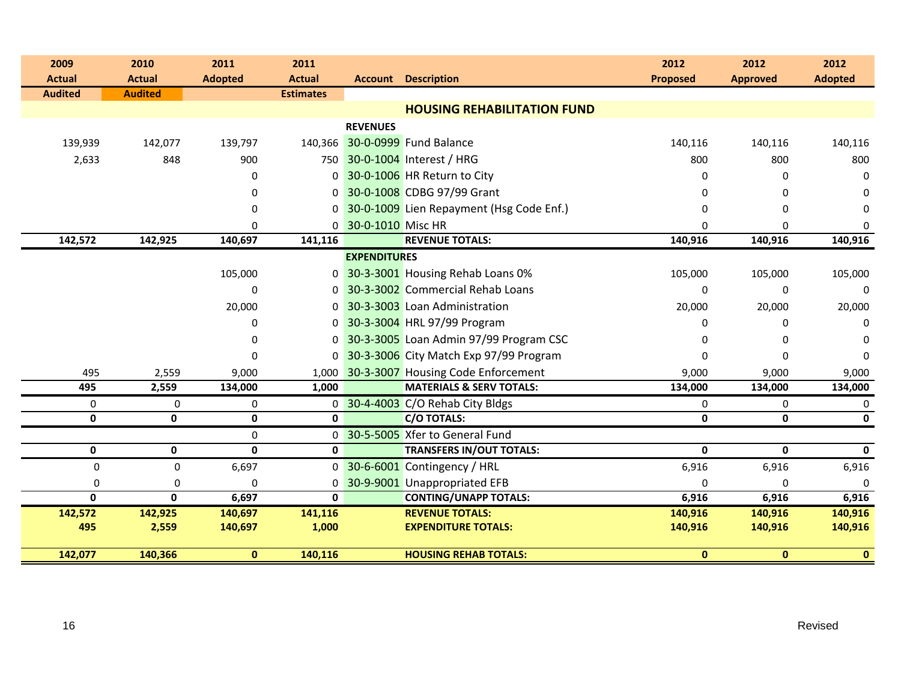| 2009 Actual | 2010 Actual | 2011 Adopted | 2011 Actual | Account | Description | 2012 Proposed | 2012 Approved | 2012 Adopted |
|---|---|---|---|---|---|---|---|---|
| Audited | Audited | | Estimates | | | | | |
| | | | | | **HOUSING REHABILITATION FUND** | | | |
| | | | | **REVENUES** | | | | |
| 139,939 | 142,077 | 139,797 | 140,366 | 30-0-0999 | Fund Balance | 140,116 | 140,116 | 140,116 |
| 2,633 | 848 | 900 | 750 | 30-0-1004 | Interest / HRG | 800 | 800 | 800 |
| | | 0 | 0 | 30-0-1006 | HR Return to City | 0 | 0 | 0 |
| | | 0 | 0 | 30-0-1008 | CDBG 97/99 Grant | 0 | 0 | 0 |
| | | 0 | 0 | 30-0-1009 | Lien Repayment (Hsg Code Enf.) | 0 | 0 | 0 |
| | | 0 | 0 | 30-0-1010 | Misc HR | 0 | 0 | 0 |
| **142,572** | **142,925** | **140,697** | **141,116** | | **REVENUE TOTALS:** | **140,916** | **140,916** | **140,916** |
| | | | | **EXPENDITURES** | | | | |
| | | 105,000 | 0 | 30-3-3001 | Housing Rehab Loans 0% | 105,000 | 105,000 | 105,000 |
| | | 0 | 0 | 30-3-3002 | Commercial Rehab Loans | 0 | 0 | 0 |
| | | 20,000 | 0 | 30-3-3003 | Loan Administration | 20,000 | 20,000 | 20,000 |
| | | 0 | 0 | 30-3-3004 | HRL 97/99 Program | 0 | 0 | 0 |
| | | 0 | 0 | 30-3-3005 | Loan Admin 97/99 Program CSC | 0 | 0 | 0 |
| | | 0 | 0 | 30-3-3006 | City Match Exp 97/99 Program | 0 | 0 | 0 |
| 495 | 2,559 | 9,000 | 1,000 | 30-3-3007 | Housing Code Enforcement | 9,000 | 9,000 | 9,000 |
| **495** | **2,559** | **134,000** | **1,000** | | **MATERIALS & SERV TOTALS:** | **134,000** | **134,000** | **134,000** |
| 0 | 0 | 0 | 0 | 30-4-4003 | C/O Rehab City Bldgs | 0 | 0 | 0 |
| **0** | **0** | **0** | **0** | | **C/O TOTALS:** | **0** | **0** | **0** |
| | | 0 | 0 | 30-5-5005 | Xfer to General Fund | | | |
| **0** | **0** | **0** | **0** | | **TRANSFERS IN/OUT TOTALS:** | **0** | **0** | **0** |
| 0 | 0 | 6,697 | 0 | 30-6-6001 | Contingency / HRL | 6,916 | 6,916 | 6,916 |
| 0 | 0 | 0 | 0 | 30-9-9001 | Unappropriated EFB | 0 | 0 | 0 |
| **0** | **0** | **6,697** | **0** | | **CONTING/UNAPP TOTALS:** | **6,916** | **6,916** | **6,916** |
| **142,572** | **142,925** | **140,697** | **141,116** | | **REVENUE TOTALS:** | **140,916** | **140,916** | **140,916** |
| **495** | **2,559** | **140,697** | **1,000** | | **EXPENDITURE TOTALS:** | **140,916** | **140,916** | **140,916** |
| **142,077** | **140,366** | **0** | **140,116** | | **HOUSING REHAB TOTALS:** | **0** | **0** | **0** |

Revised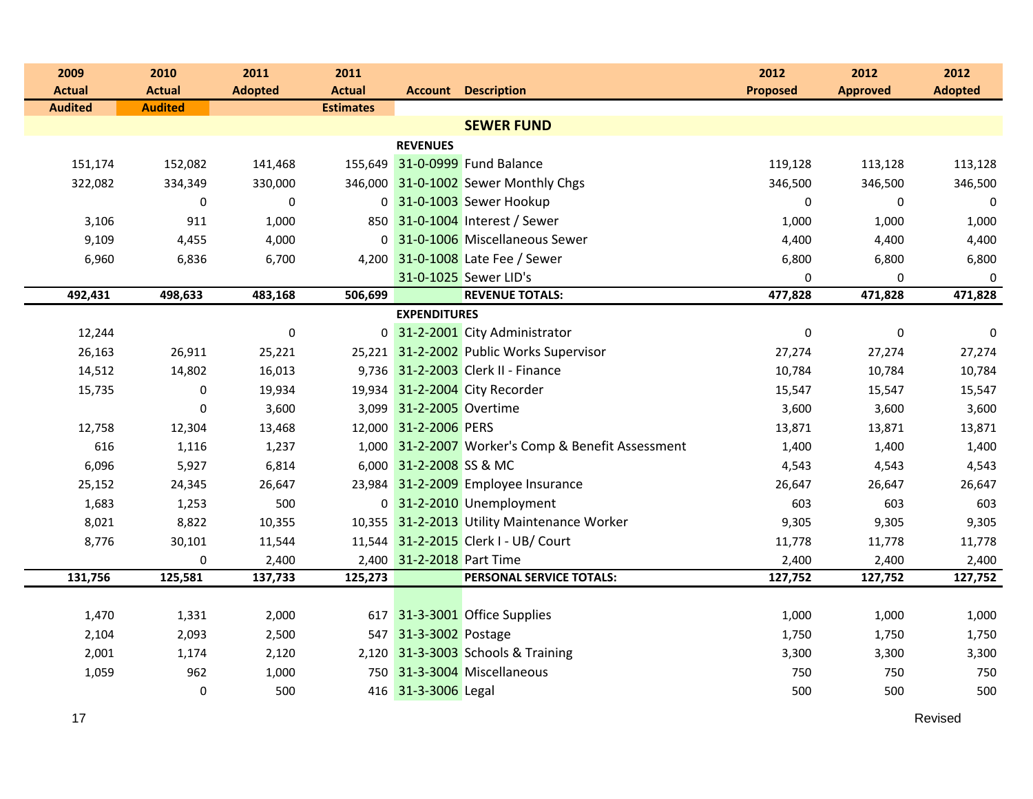| 2009 Actual | 2010 Actual | 2011 Adopted | 2011 Actual | Account | Description | 2012 Proposed | 2012 Approved | 2012 Adopted |
|---|---|---|---|---|---|---|---|---|
| Audited | Audited | | Estimates | | | | | |
| | | | | | **SEWER FUND** | | | |
| | | | | **REVENUES** | | | | |
| 151,174 | 152,082 | 141,468 | 155,649 | 31-0-0999 | Fund Balance | 119,128 | 113,128 | 113,128 |
| 322,082 | 334,349 | 330,000 | 346,000 | 31-0-1002 | Sewer Monthly Chgs | 346,500 | 346,500 | 346,500 |
| | 0 | 0 | 0 | 31-0-1003 | Sewer Hookup | 0 | 0 | 0 |
| 3,106 | 911 | 1,000 | 850 | 31-0-1004 | Interest / Sewer | 1,000 | 1,000 | 1,000 |
| 9,109 | 4,455 | 4,000 | 0 | 31-0-1006 | Miscellaneous Sewer | 4,400 | 4,400 | 4,400 |
| 6,960 | 6,836 | 6,700 | 4,200 | 31-0-1008 | Late Fee / Sewer | 6,800 | 6,800 | 6,800 |
| | | | | 31-0-1025 | Sewer LID's | 0 | 0 | 0 |
| **492,431** | **498,633** | **483,168** | **506,699** | | **REVENUE TOTALS:** | **477,828** | **471,828** | **471,828** |
| | | | | **EXPENDITURES** | | | | |
| 12,244 | | 0 | 0 | 31-2-2001 | City Administrator | 0 | 0 | 0 |
| 26,163 | 26,911 | 25,221 | 25,221 | 31-2-2002 | Public Works Supervisor | 27,274 | 27,274 | 27,274 |
| 14,512 | 14,802 | 16,013 | 9,736 | 31-2-2003 | Clerk II - Finance | 10,784 | 10,784 | 10,784 |
| 15,735 | 0 | 19,934 | 19,934 | 31-2-2004 | City Recorder | 15,547 | 15,547 | 15,547 |
| | 0 | 3,600 | 3,099 | 31-2-2005 | Overtime | 3,600 | 3,600 | 3,600 |
| 12,758 | 12,304 | 13,468 | 12,000 | 31-2-2006 | PERS | 13,871 | 13,871 | 13,871 |
| 616 | 1,116 | 1,237 | 1,000 | 31-2-2007 | Worker's Comp & Benefit Assessment | 1,400 | 1,400 | 1,400 |
| 6,096 | 5,927 | 6,814 | 6,000 | 31-2-2008 | SS & MC | 4,543 | 4,543 | 4,543 |
| 25,152 | 24,345 | 26,647 | 23,984 | 31-2-2009 | Employee Insurance | 26,647 | 26,647 | 26,647 |
| 1,683 | 1,253 | 500 | 0 | 31-2-2010 | Unemployment | 603 | 603 | 603 |
| 8,021 | 8,822 | 10,355 | 10,355 | 31-2-2013 | Utility Maintenance Worker | 9,305 | 9,305 | 9,305 |
| 8,776 | 30,101 | 11,544 | 11,544 | 31-2-2015 | Clerk I - UB/ Court | 11,778 | 11,778 | 11,778 |
| | 0 | 2,400 | 2,400 | 31-2-2018 | Part Time | 2,400 | 2,400 | 2,400 |
| **131,756** | **125,581** | **137,733** | **125,273** | | **PERSONAL SERVICE TOTALS:** | **127,752** | **127,752** | **127,752** |
| | | | | | | | | |
| 1,470 | 1,331 | 2,000 | 617 | 31-3-3001 | Office Supplies | 1,000 | 1,000 | 1,000 |
| 2,104 | 2,093 | 2,500 | 547 | 31-3-3002 | Postage | 1,750 | 1,750 | 1,750 |
| 2,001 | 1,174 | 2,120 | 2,120 | 31-3-3003 | Schools & Training | 3,300 | 3,300 | 3,300 |
| 1,059 | 962 | 1,000 | 750 | 31-3-3004 | Miscellaneous | 750 | 750 | 750 |
| | 0 | 500 | 416 | 31-3-3006 | Legal | 500 | 500 | 500 |

Revised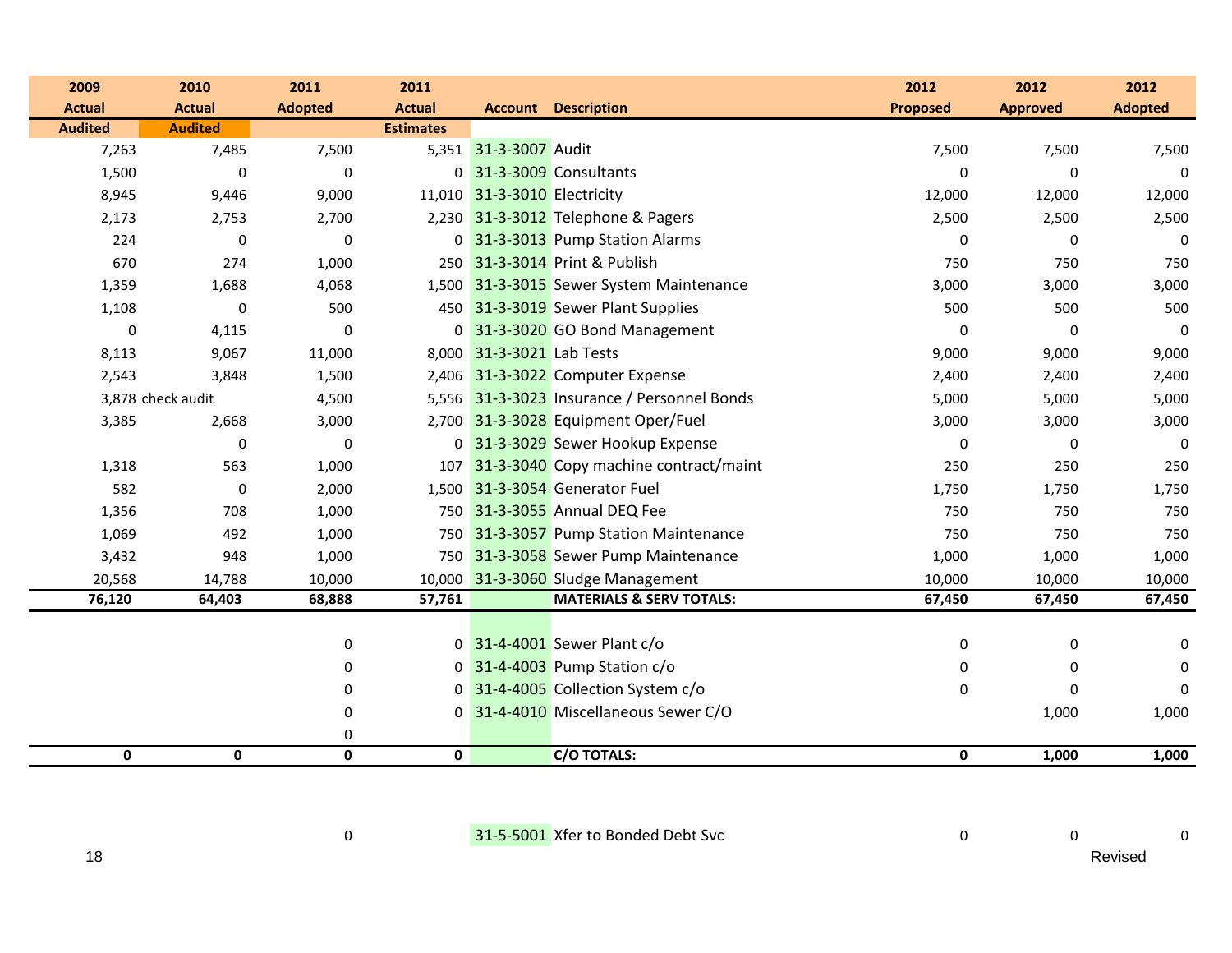| 2009 Actual | 2010 Actual | 2011 Adopted | 2011 Actual | Account | Description | 2012 Proposed | 2012 Approved | 2012 Adopted |
|---|---|---|---|---|---|---|---|---|
| Audited | Audited | | Estimates | | | | | |
| 7,263 | 7,485 | 7,500 | 5,351 | 31-3-3007 | Audit | 7,500 | 7,500 | 7,500 |
| 1,500 | 0 | 0 | 0 | 31-3-3009 | Consultants | 0 | 0 | 0 |
| 8,945 | 9,446 | 9,000 | 11,010 | 31-3-3010 | Electricity | 12,000 | 12,000 | 12,000 |
| 2,173 | 2,753 | 2,700 | 2,230 | 31-3-3012 | Telephone & Pagers | 2,500 | 2,500 | 2,500 |
| 224 | 0 | 0 | 0 | 31-3-3013 | Pump Station Alarms | 0 | 0 | 0 |
| 670 | 274 | 1,000 | 250 | 31-3-3014 | Print & Publish | 750 | 750 | 750 |
| 1,359 | 1,688 | 4,068 | 1,500 | 31-3-3015 | Sewer System Maintenance | 3,000 | 3,000 | 3,000 |
| 1,108 | 0 | 500 | 450 | 31-3-3019 | Sewer Plant Supplies | 500 | 500 | 500 |
| 0 | 4,115 | 0 | 0 | 31-3-3020 | GO Bond Management | 0 | 0 | 0 |
| 8,113 | 9,067 | 11,000 | 8,000 | 31-3-3021 | Lab Tests | 9,000 | 9,000 | 9,000 |
| 2,543 | 3,848 | 1,500 | 2,406 | 31-3-3022 | Computer Expense | 2,400 | 2,400 | 2,400 |
| 3,878 | check audit | 4,500 | 5,556 | 31-3-3023 | Insurance / Personnel Bonds | 5,000 | 5,000 | 5,000 |
| 3,385 | 2,668 | 3,000 | 2,700 | 31-3-3028 | Equipment Oper/Fuel | 3,000 | 3,000 | 3,000 |
| | 0 | 0 | 0 | 31-3-3029 | Sewer Hookup Expense | 0 | 0 | 0 |
| 1,318 | 563 | 1,000 | 107 | 31-3-3040 | Copy machine contract/maint | 250 | 250 | 250 |
| 582 | 0 | 2,000 | 1,500 | 31-3-3054 | Generator Fuel | 1,750 | 1,750 | 1,750 |
| 1,356 | 708 | 1,000 | 750 | 31-3-3055 | Annual DEQ Fee | 750 | 750 | 750 |
| 1,069 | 492 | 1,000 | 750 | 31-3-3057 | Pump Station Maintenance | 750 | 750 | 750 |
| 3,432 | 948 | 1,000 | 750 | 31-3-3058 | Sewer Pump Maintenance | 1,000 | 1,000 | 1,000 |
| 20,568 | 14,788 | 10,000 | 10,000 | 31-3-3060 | Sludge Management | 10,000 | 10,000 | 10,000 |
| **76,120** | **64,403** | **68,888** | **57,761** | | **MATERIALS & SERV TOTALS:** | **67,450** | **67,450** | **67,450** |
| | | 0 | 0 | 31-4-4001 | Sewer Plant c/o | 0 | 0 | 0 |
| | | 0 | 0 | 31-4-4003 | Pump Station c/o | 0 | 0 | 0 |
| | | 0 | 0 | 31-4-4005 | Collection System c/o | 0 | 0 | 0 |
| | | 0 | 0 | 31-4-4010 | Miscellaneous Sewer C/O | | 1,000 | 1,000 |
| | | 0 | | | | | | |
| **0** | **0** | **0** | **0** | | **C/O TOTALS:** | **0** | **1,000** | **1,000** |
| | | 0 | | 31-5-5001 | Xfer to Bonded Debt Svc | 0 | 0 | 0 |

Revised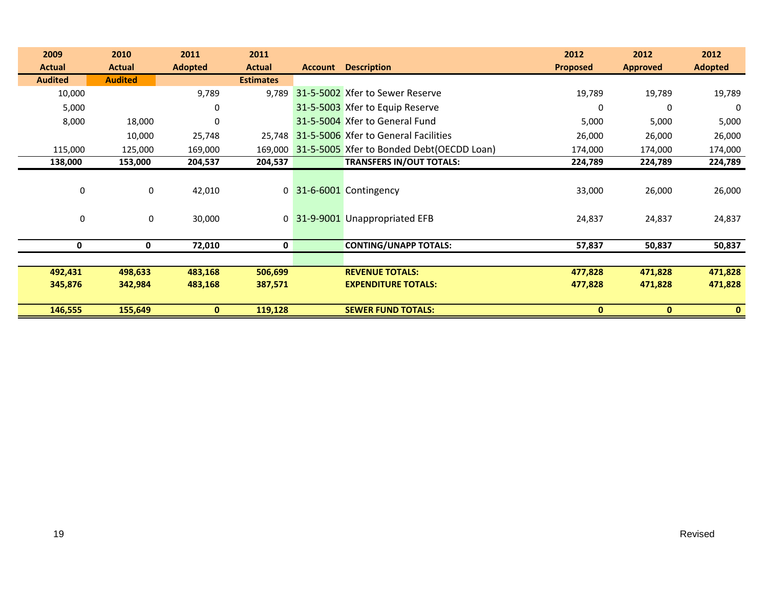| 2009 Actual Audited | 2010 Actual Audited | 2011 Adopted | 2011 Actual Estimates | Account | Description | 2012 Proposed | 2012 Approved | 2012 Adopted |
|---|---|---|---|---|---|---|---|---|
| 10,000 | | 9,789 | 9,789 | 31-5-5002 | Xfer to Sewer Reserve | 19,789 | 19,789 | 19,789 |
| 5,000 | | 0 | | 31-5-5003 | Xfer to Equip Reserve | 0 | 0 | 0 |
| 8,000 | 18,000 | 0 | | 31-5-5004 | Xfer to General Fund | 5,000 | 5,000 | 5,000 |
| | 10,000 | 25,748 | 25,748 | 31-5-5006 | Xfer to General Facilities | 26,000 | 26,000 | 26,000 |
| 115,000 | 125,000 | 169,000 | 169,000 | 31-5-5005 | Xfer to Bonded Debt(OECDD Loan) | 174,000 | 174,000 | 174,000 |
| **138,000** | **153,000** | **204,537** | **204,537** | | **TRANSFERS IN/OUT TOTALS:** | **224,789** | **224,789** | **224,789** |
| 0 | 0 | 42,010 | 0 | 31-6-6001 | Contingency | 33,000 | 26,000 | 26,000 |
| 0 | 0 | 30,000 | 0 | 31-9-9001 | Unappropriated EFB | 24,837 | 24,837 | 24,837 |
| **0** | **0** | **72,010** | **0** | | **CONTING/UNAPP TOTALS:** | **57,837** | **50,837** | **50,837** |
| **492,431** | **498,633** | **483,168** | **506,699** | | **REVENUE TOTALS:** | **477,828** | **471,828** | **471,828** |
| **345,876** | **342,984** | **483,168** | **387,571** | | **EXPENDITURE TOTALS:** | **477,828** | **471,828** | **471,828** |
| **146,555** | **155,649** | **0** | **119,128** | | **SEWER FUND TOTALS:** | **0** | **0** | **0** |

Revised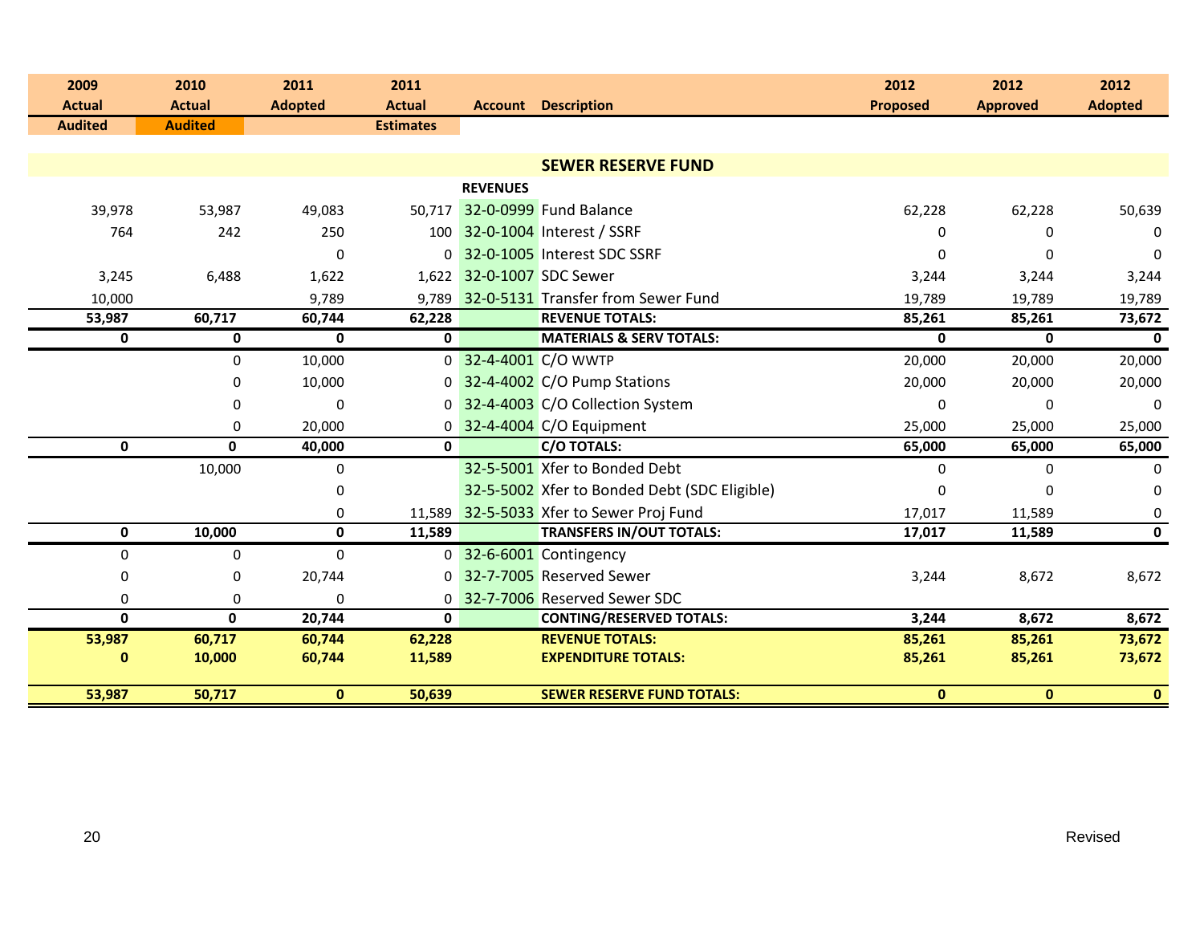| 2009 Actual Audited | 2010 Actual Audited | 2011 Adopted | 2011 Actual Estimates | Account | Description | 2012 Proposed | 2012 Approved | 2012 Adopted |
|---|---|---|---|---|---|---|---|---|
| | | | | | **SEWER RESERVE FUND** | | | |
| | | | | **REVENUES** | | | | |
| 39,978 | 53,987 | 49,083 | 50,717 | 32-0-0999 | Fund Balance | 62,228 | 62,228 | 50,639 |
| 764 | 242 | 250 | 100 | 32-0-1004 | Interest / SSRF | 0 | 0 | 0 |
| | | 0 | 0 | 32-0-1005 | Interest SDC SSRF | 0 | 0 | 0 |
| 3,245 | 6,488 | 1,622 | 1,622 | 32-0-1007 | SDC Sewer | 3,244 | 3,244 | 3,244 |
| 10,000 | | 9,789 | 9,789 | 32-0-5131 | Transfer from Sewer Fund | 19,789 | 19,789 | 19,789 |
| **53,987** | **60,717** | **60,744** | **62,228** | | **REVENUE TOTALS:** | **85,261** | **85,261** | **73,672** |
| **0** | **0** | **0** | **0** | | **MATERIALS & SERV TOTALS:** | **0** | **0** | **0** |
| | 0 | 10,000 | 0 | 32-4-4001 | C/O WWTP | 20,000 | 20,000 | 20,000 |
| | 0 | 10,000 | 0 | 32-4-4002 | C/O Pump Stations | 20,000 | 20,000 | 20,000 |
| | 0 | 0 | 0 | 32-4-4003 | C/O Collection System | 0 | 0 | 0 |
| | 0 | 20,000 | 0 | 32-4-4004 | C/O Equipment | 25,000 | 25,000 | 25,000 |
| **0** | **0** | **40,000** | **0** | | **C/O TOTALS:** | **65,000** | **65,000** | **65,000** |
| | 10,000 | 0 | | 32-5-5001 | Xfer to Bonded Debt | 0 | 0 | 0 |
| | | 0 | | 32-5-5002 | Xfer to Bonded Debt (SDC Eligible) | 0 | 0 | 0 |
| | | 0 | 11,589 | 32-5-5033 | Xfer to Sewer Proj Fund | 17,017 | 11,589 | 0 |
| **0** | **10,000** | **0** | **11,589** | | **TRANSFERS IN/OUT TOTALS:** | **17,017** | **11,589** | **0** |
| 0 | 0 | 0 | 0 | 32-6-6001 | Contingency | | | |
| 0 | 0 | 20,744 | 0 | 32-7-7005 | Reserved Sewer | 3,244 | 8,672 | 8,672 |
| 0 | 0 | 0 | 0 | 32-7-7006 | Reserved Sewer SDC | | | |
| **0** | **0** | **20,744** | **0** | | **CONTING/RESERVED TOTALS:** | **3,244** | **8,672** | **8,672** |
| **53,987** | **60,717** | **60,744** | **62,228** | | **REVENUE TOTALS:** | **85,261** | **85,261** | **73,672** |
| **0** | **10,000** | **60,744** | **11,589** | | **EXPENDITURE TOTALS:** | **85,261** | **85,261** | **73,672** |
| **53,987** | **50,717** | **0** | **50,639** | | **SEWER RESERVE FUND TOTALS:** | **0** | **0** | **0** |

Revised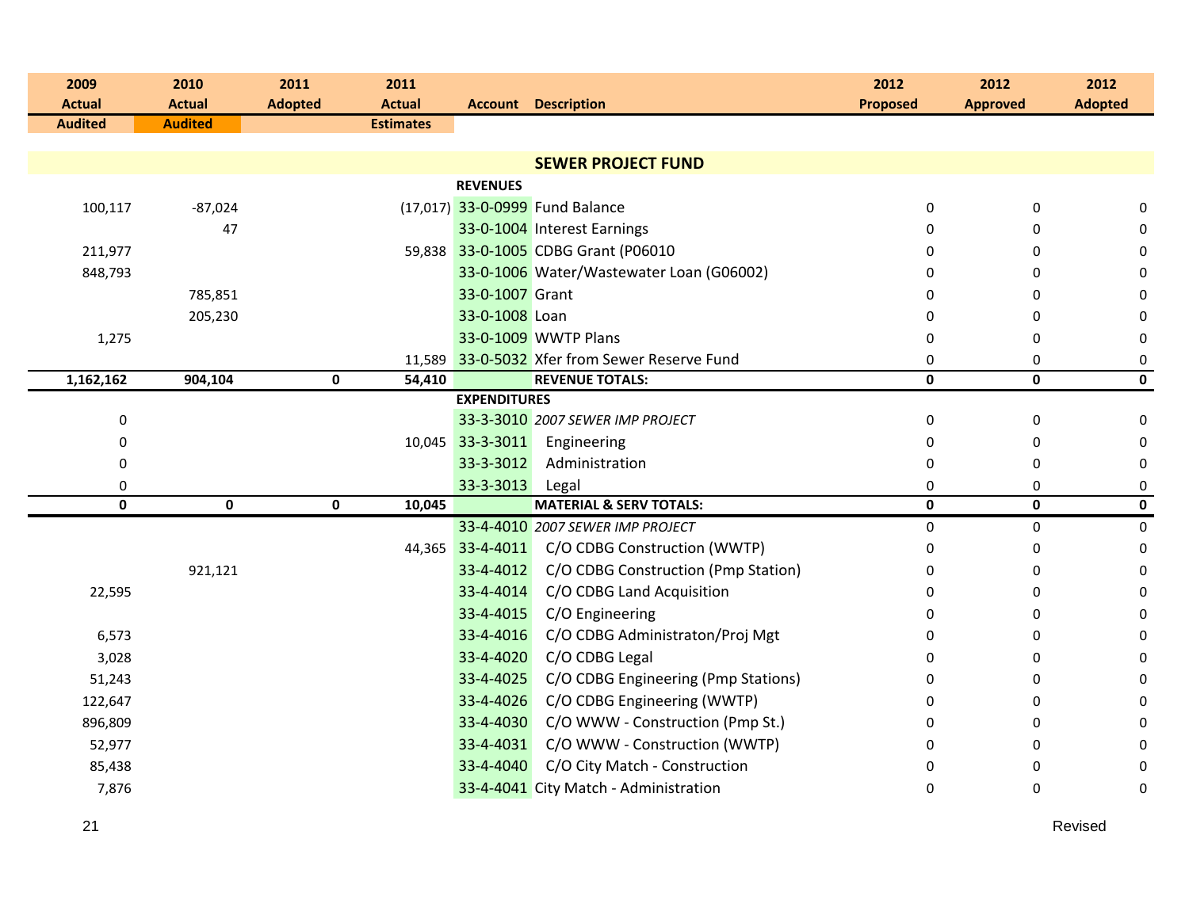| 2009 Actual Audited | 2010 Actual Audited | 2011 Adopted | 2011 Actual Estimates | Account | Description | 2012 Proposed | 2012 Approved | 2012 Adopted |
|---|---|---|---|---|---|---|---|---|
| | | | | | **SEWER PROJECT FUND** | | | |
| | | | | **REVENUES** | | | | |
| 100,117 | -87,024 | | (17,017) | 33-0-0999 | Fund Balance | 0 | 0 | 0 |
| | 47 | | | 33-0-1004 | Interest Earnings | 0 | 0 | 0 |
| 211,977 | | | 59,838 | 33-0-1005 | CDBG Grant (P06010 | 0 | 0 | 0 |
| 848,793 | | | | 33-0-1006 | Water/Wastewater Loan (G06002) | 0 | 0 | 0 |
| | 785,851 | | | 33-0-1007 | Grant | 0 | 0 | 0 |
| | 205,230 | | | 33-0-1008 | Loan | 0 | 0 | 0 |
| 1,275 | | | | 33-0-1009 | WWTP Plans | 0 | 0 | 0 |
| | | | 11,589 | 33-0-5032 | Xfer from Sewer Reserve Fund | 0 | 0 | 0 |
| **1,162,162** | **904,104** | **0** | **54,410** | | **REVENUE TOTALS:** | **0** | **0** | **0** |
| | | | | **EXPENDITURES** | | | | |
| 0 | | | | 33-3-3010 | *2007 SEWER IMP PROJECT* | 0 | 0 | 0 |
| 0 | | | 10,045 | 33-3-3011 | Engineering | 0 | 0 | 0 |
| 0 | | | | 33-3-3012 | Administration | 0 | 0 | 0 |
| 0 | | | | 33-3-3013 | Legal | 0 | 0 | 0 |
| **0** | **0** | **0** | **10,045** | | **MATERIAL & SERV TOTALS:** | **0** | **0** | **0** |
| | | | | 33-4-4010 | *2007 SEWER IMP PROJECT* | 0 | 0 | 0 |
| | | | 44,365 | 33-4-4011 | C/O CDBG Construction (WWTP) | 0 | 0 | 0 |
| | 921,121 | | | 33-4-4012 | C/O CDBG Construction (Pmp Station) | 0 | 0 | 0 |
| 22,595 | | | | 33-4-4014 | C/O CDBG Land Acquisition | 0 | 0 | 0 |
| | | | | 33-4-4015 | C/O Engineering | 0 | 0 | 0 |
| 6,573 | | | | 33-4-4016 | C/O CDBG Administraton/Proj Mgt | 0 | 0 | 0 |
| 3,028 | | | | 33-4-4020 | C/O CDBG Legal | 0 | 0 | 0 |
| 51,243 | | | | 33-4-4025 | C/O CDBG Engineering (Pmp Stations) | 0 | 0 | 0 |
| 122,647 | | | | 33-4-4026 | C/O CDBG Engineering (WWTP) | 0 | 0 | 0 |
| 896,809 | | | | 33-4-4030 | C/O WWW - Construction (Pmp St.) | 0 | 0 | 0 |
| 52,977 | | | | 33-4-4031 | C/O WWW - Construction (WWTP) | 0 | 0 | 0 |
| 85,438 | | | | 33-4-4040 | C/O City Match - Construction | 0 | 0 | 0 |
| 7,876 | | | | 33-4-4041 | City Match - Administration | 0 | 0 | 0 |

Revised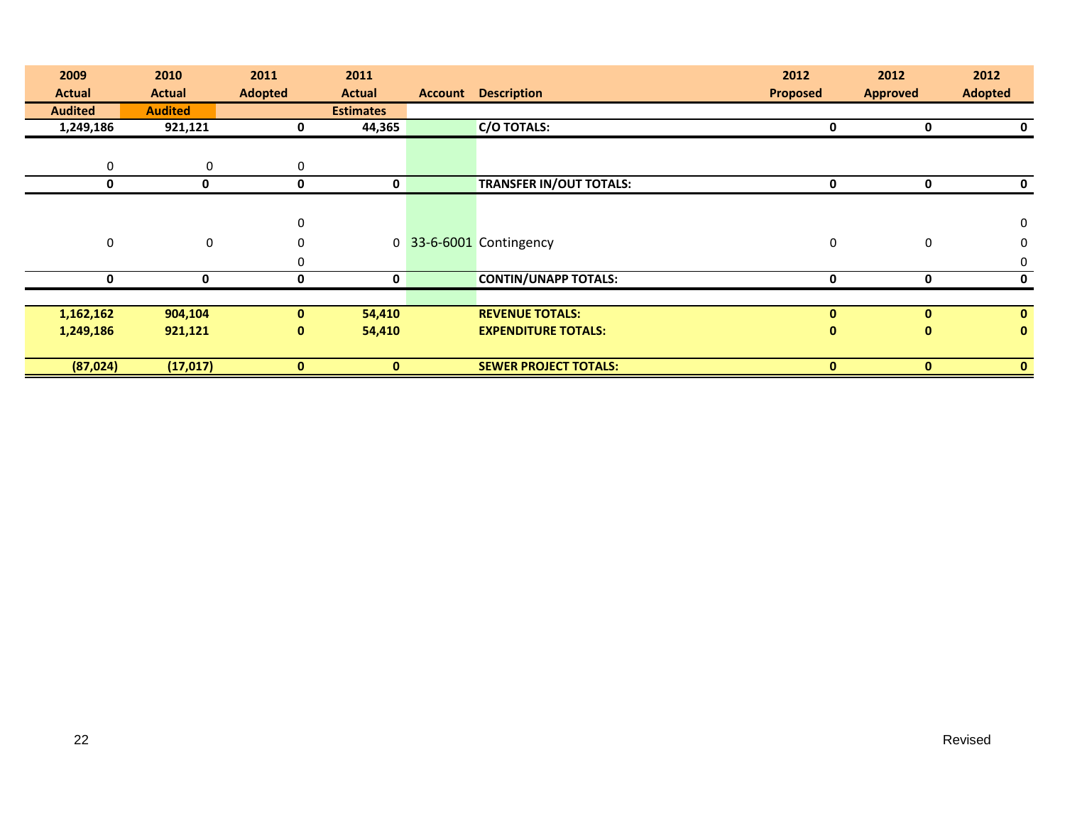| 2009 Actual Audited | 2010 Actual Audited | 2011 Adopted | 2011 Actual Estimates | Account | Description | 2012 Proposed | 2012 Approved | 2012 Adopted |
|---|---|---|---|---|---|---|---|---|
| **1,249,186** | **921,121** | **0** | **44,365** | | **C/O TOTALS:** | **0** | **0** | **0** |
| 0 | 0 | 0 | | | | | | |
| **0** | **0** | **0** | **0** | | **TRANSFER IN/OUT TOTALS:** | **0** | **0** | **0** |
| | | 0 | | | | | | 0 |
| 0 | 0 | 0 | 0 | 33-6-6001 | Contingency | 0 | 0 | 0 |
| | | 0 | | | | | | 0 |
| **0** | **0** | **0** | **0** | | **CONTIN/UNAPP TOTALS:** | **0** | **0** | **0** |
| **1,162,162** | **904,104** | **0** | **54,410** | | **REVENUE TOTALS:** | **0** | **0** | **0** |
| **1,249,186** | **921,121** | **0** | **54,410** | | **EXPENDITURE TOTALS:** | **0** | **0** | **0** |
| **(87,024)** | **(17,017)** | **0** | **0** | | **SEWER PROJECT TOTALS:** | **0** | **0** | **0** |

Revised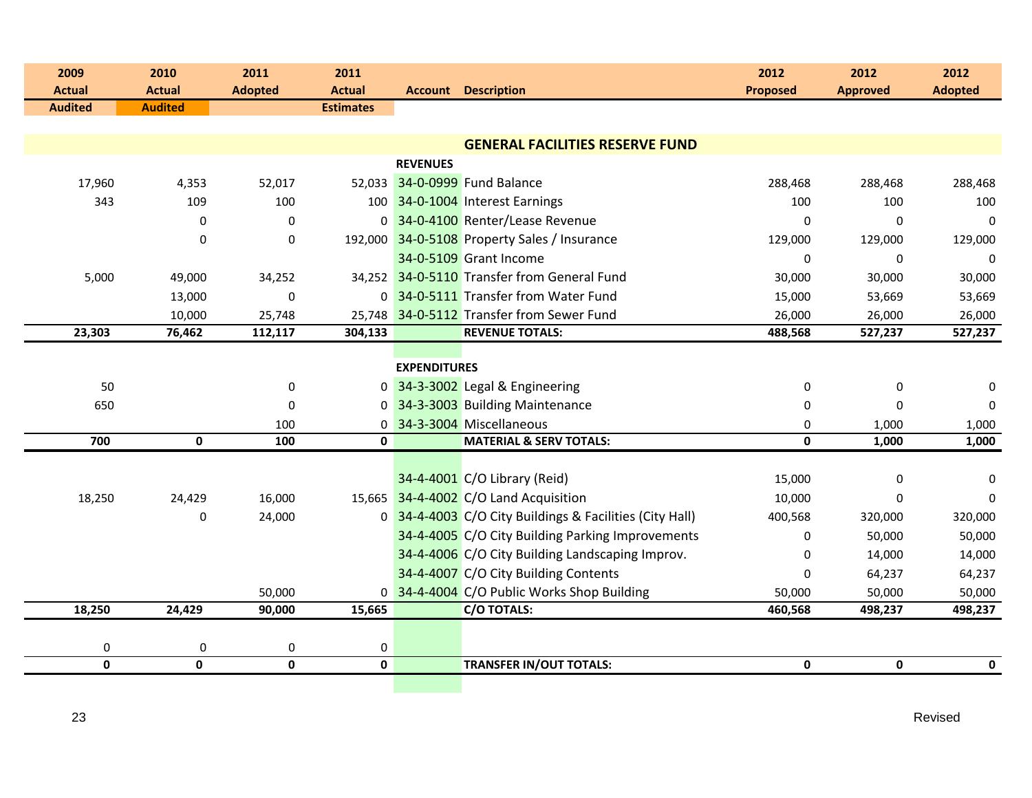| 2009 Actual Audited | 2010 Actual Audited | 2011 Adopted | 2011 Actual Estimates | Account | Description | 2012 Proposed | 2012 Approved | 2012 Adopted |
|---|---|---|---|---|---|---|---|---|
| | | | | | **GENERAL FACILITIES RESERVE FUND** | | | |
| | | | | **REVENUES** | | | | |
| 17,960 | 4,353 | 52,017 | 52,033 | 34-0-0999 | Fund Balance | 288,468 | 288,468 | 288,468 |
| 343 | 109 | 100 | 100 | 34-0-1004 | Interest Earnings | 100 | 100 | 100 |
| | 0 | 0 | 0 | 34-0-4100 | Renter/Lease Revenue | 0 | 0 | 0 |
| | 0 | 0 | 192,000 | 34-0-5108 | Property Sales / Insurance | 129,000 | 129,000 | 129,000 |
| | | | | 34-0-5109 | Grant Income | 0 | 0 | 0 |
| 5,000 | 49,000 | 34,252 | 34,252 | 34-0-5110 | Transfer from General Fund | 30,000 | 30,000 | 30,000 |
| | 13,000 | 0 | 0 | 34-0-5111 | Transfer from Water Fund | 15,000 | 53,669 | 53,669 |
| | 10,000 | 25,748 | 25,748 | 34-0-5112 | Transfer from Sewer Fund | 26,000 | 26,000 | 26,000 |
| **23,303** | **76,462** | **112,117** | **304,133** | | **REVENUE TOTALS:** | **488,568** | **527,237** | **527,237** |
| | | | | **EXPENDITURES** | | | | |
| 50 | | 0 | 0 | 34-3-3002 | Legal & Engineering | 0 | 0 | 0 |
| 650 | | 0 | 0 | 34-3-3003 | Building Maintenance | 0 | 0 | 0 |
| | | 100 | 0 | 34-3-3004 | Miscellaneous | 0 | 1,000 | 1,000 |
| **700** | **0** | **100** | **0** | | **MATERIAL & SERV TOTALS:** | **0** | **1,000** | **1,000** |
| | | | | 34-4-4001 | C/O Library (Reid) | 15,000 | 0 | 0 |
| 18,250 | 24,429 | 16,000 | 15,665 | 34-4-4002 | C/O Land Acquisition | 10,000 | 0 | 0 |
| | 0 | 24,000 | 0 | 34-4-4003 | C/O City Buildings & Facilities (City Hall) | 400,568 | 320,000 | 320,000 |
| | | | | 34-4-4005 | C/O City Building Parking Improvements | 0 | 50,000 | 50,000 |
| | | | | 34-4-4006 | C/O City Building Landscaping Improv. | 0 | 14,000 | 14,000 |
| | | | | 34-4-4007 | C/O City Building Contents | 0 | 64,237 | 64,237 |
| | | 50,000 | 0 | 34-4-4004 | C/O Public Works Shop Building | 50,000 | 50,000 | 50,000 |
| **18,250** | **24,429** | **90,000** | **15,665** | | **C/O TOTALS:** | **460,568** | **498,237** | **498,237** |
| 0 | 0 | 0 | 0 | | | | | |
| **0** | **0** | **0** | **0** | | **TRANSFER IN/OUT TOTALS:** | **0** | **0** | **0** |

Revised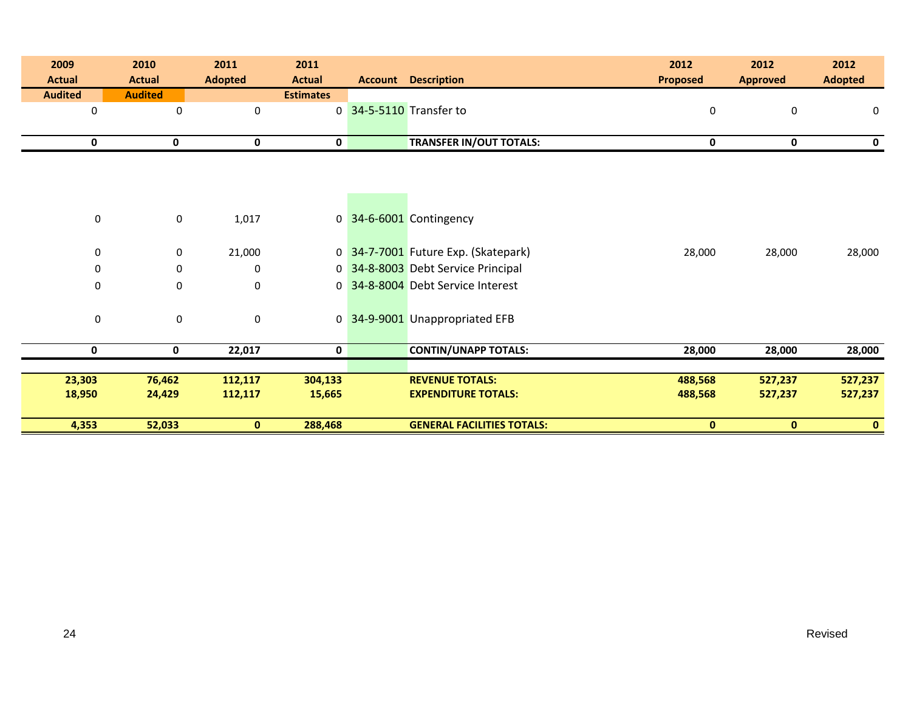| 2009 Actual Audited | 2010 Actual Audited | 2011 Adopted | 2011 Actual Estimates | Account | Description | 2012 Proposed | 2012 Approved | 2012 Adopted |
|---|---|---|---|---|---|---|---|---|
| 0 | 0 | 0 | 0 | 34-5-5110 | Transfer to | 0 | 0 | 0 |
| **0** | **0** | **0** | **0** | | **TRANSFER IN/OUT TOTALS:** | **0** | **0** | **0** |
| | | | | | | | | |
| 0 | 0 | 1,017 | 0 | 34-6-6001 | Contingency | | | |
| 0 | 0 | 21,000 | 0 | 34-7-7001 | Future Exp. (Skatepark) | 28,000 | 28,000 | 28,000 |
| 0 | 0 | 0 | 0 | 34-8-8003 | Debt Service Principal | | | |
| 0 | 0 | 0 | 0 | 34-8-8004 | Debt Service Interest | | | |
| 0 | 0 | 0 | 0 | 34-9-9001 | Unappropriated EFB | | | |
| **0** | **0** | **22,017** | **0** | | **CONTIN/UNAPP TOTALS:** | **28,000** | **28,000** | **28,000** |
| | | | | | | | | |
| **23,303** | **76,462** | **112,117** | **304,133** | | **REVENUE TOTALS:** | **488,568** | **527,237** | **527,237** |
| **18,950** | **24,429** | **112,117** | **15,665** | | **EXPENDITURE TOTALS:** | **488,568** | **527,237** | **527,237** |
| **4,353** | **52,033** | **0** | **288,468** | | **GENERAL FACILITIES TOTALS:** | **0** | **0** | **0** |

Revised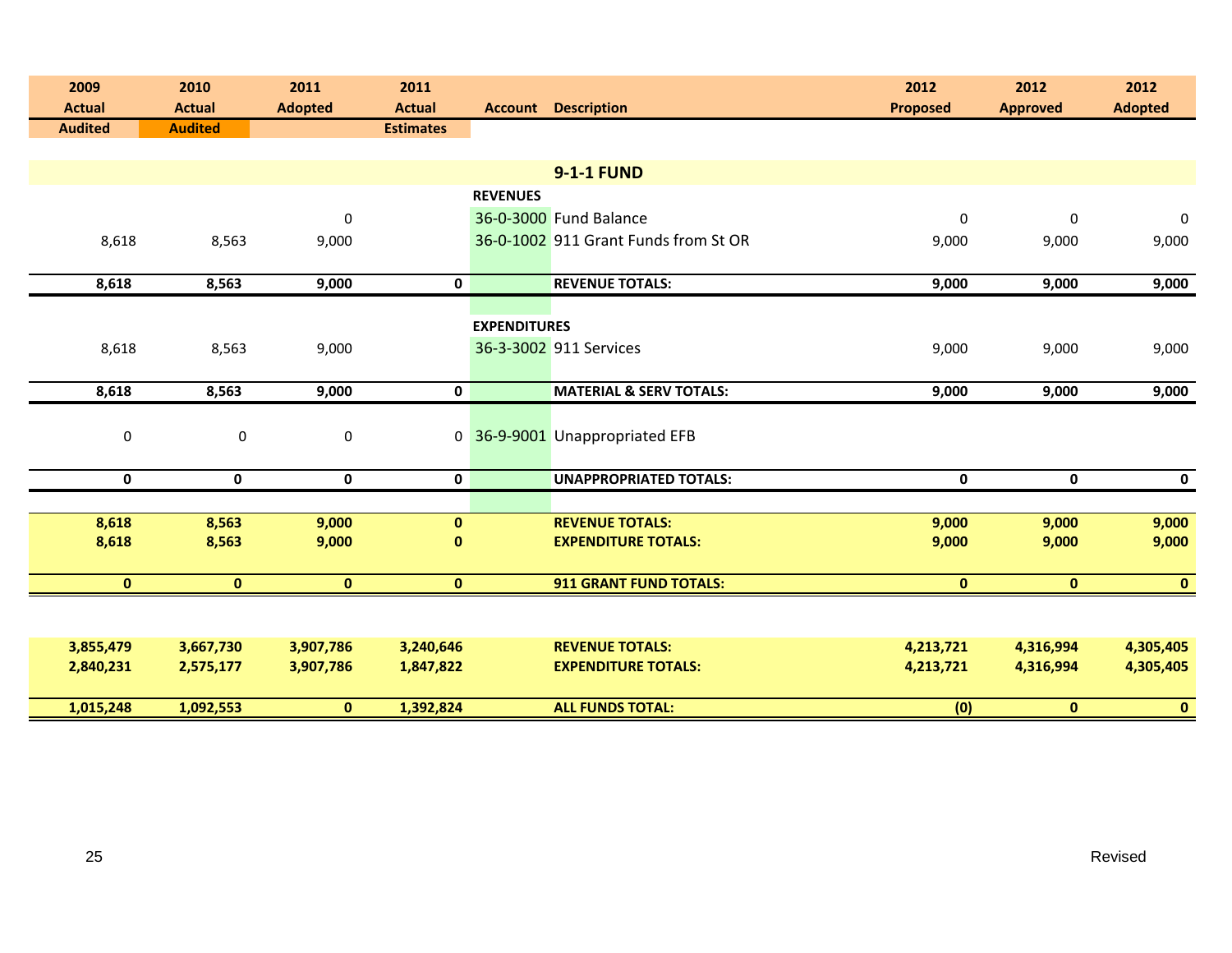| 2009 Actual Audited | 2010 Actual Audited | 2011 Adopted | 2011 Actual Estimates | Account | Description | 2012 Proposed | 2012 Approved | 2012 Adopted |
|---|---|---|---|---|---|---|---|---|
| | | | | | **9-1-1 FUND** | | | |
| | | | | **REVENUES** | | | | |
| | | 0 | | 36-0-3000 | Fund Balance | 0 | 0 | 0 |
| 8,618 | 8,563 | 9,000 | | 36-0-1002 | 911 Grant Funds from St OR | 9,000 | 9,000 | 9,000 |
| **8,618** | **8,563** | **9,000** | **0** | | **REVENUE TOTALS:** | **9,000** | **9,000** | **9,000** |
| | | | | **EXPENDITURES** | | | | |
| 8,618 | 8,563 | 9,000 | | 36-3-3002 | 911 Services | 9,000 | 9,000 | 9,000 |
| **8,618** | **8,563** | **9,000** | **0** | | **MATERIAL & SERV TOTALS:** | **9,000** | **9,000** | **9,000** |
| 0 | 0 | 0 | 0 | 36-9-9001 | Unappropriated EFB | | | |
| **0** | **0** | **0** | **0** | | **UNAPPROPRIATED TOTALS:** | **0** | **0** | **0** |
| **8,618** | **8,563** | **9,000** | **0** | | **REVENUE TOTALS:** | **9,000** | **9,000** | **9,000** |
| **8,618** | **8,563** | **9,000** | **0** | | **EXPENDITURE TOTALS:** | **9,000** | **9,000** | **9,000** |
| **0** | **0** | **0** | **0** | | **911 GRANT FUND TOTALS:** | **0** | **0** | **0** |
| **3,855,479** | **3,667,730** | **3,907,786** | **3,240,646** | | **REVENUE TOTALS:** | **4,213,721** | **4,316,994** | **4,305,405** |
| **2,840,231** | **2,575,177** | **3,907,786** | **1,847,822** | | **EXPENDITURE TOTALS:** | **4,213,721** | **4,316,994** | **4,305,405** |
| **1,015,248** | **1,092,553** | **0** | **1,392,824** | | **ALL FUNDS TOTAL:** | **(0)** | **0** | **0** |

Revised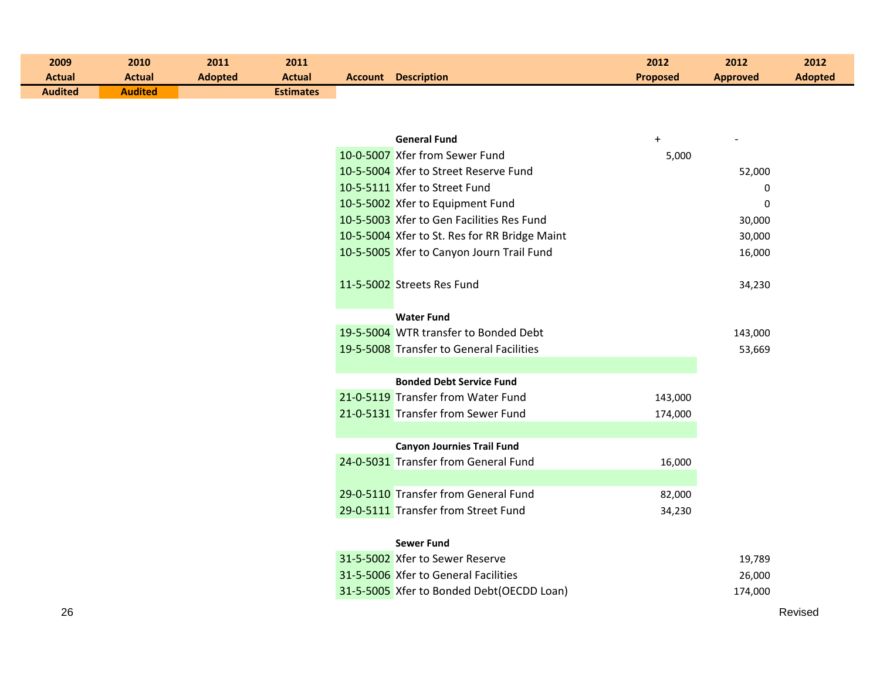| 2009 Actual Audited | 2010 Actual Audited | 2011 Adopted | 2011 Actual Estimates | Account | Description | 2012 Proposed | 2012 Approved | 2012 Adopted |
|---|---|---|---|---|---|---|---|---|
| | | | | | **General Fund** | + | - | |
| | | | | 10-0-5007 | Xfer from Sewer Fund | 5,000 | | |
| | | | | 10-5-5004 | Xfer to Street Reserve Fund | | 52,000 | |
| | | | | 10-5-5111 | Xfer to Street Fund | | 0 | |
| | | | | 10-5-5002 | Xfer to Equipment Fund | | 0 | |
| | | | | 10-5-5003 | Xfer to Gen Facilities Res Fund | | 30,000 | |
| | | | | 10-5-5004 | Xfer to St. Res for RR Bridge Maint | | 30,000 | |
| | | | | 10-5-5005 | Xfer to Canyon Journ Trail Fund | | 16,000 | |
| | | | | 11-5-5002 | Streets Res Fund | | 34,230 | |
| | | | | | **Water Fund** | | | |
| | | | | 19-5-5004 | WTR transfer to Bonded Debt | | 143,000 | |
| | | | | 19-5-5008 | Transfer to General Facilities | | 53,669 | |
| | | | | | **Bonded Debt Service Fund** | | | |
| | | | | 21-0-5119 | Transfer from Water Fund | 143,000 | | |
| | | | | 21-0-5131 | Transfer from Sewer Fund | 174,000 | | |
| | | | | | **Canyon Journies Trail Fund** | | | |
| | | | | 24-0-5031 | Transfer from General Fund | 16,000 | | |
| | | | | 29-0-5110 | Transfer from General Fund | 82,000 | | |
| | | | | 29-0-5111 | Transfer from Street Fund | 34,230 | | |
| | | | | | **Sewer Fund** | | | |
| | | | | 31-5-5002 | Xfer to Sewer Reserve | | 19,789 | |
| | | | | 31-5-5006 | Xfer to General Facilities | | 26,000 | |
| | | | | 31-5-5005 | Xfer to Bonded Debt(OECDD Loan) | | 174,000 | |

Revised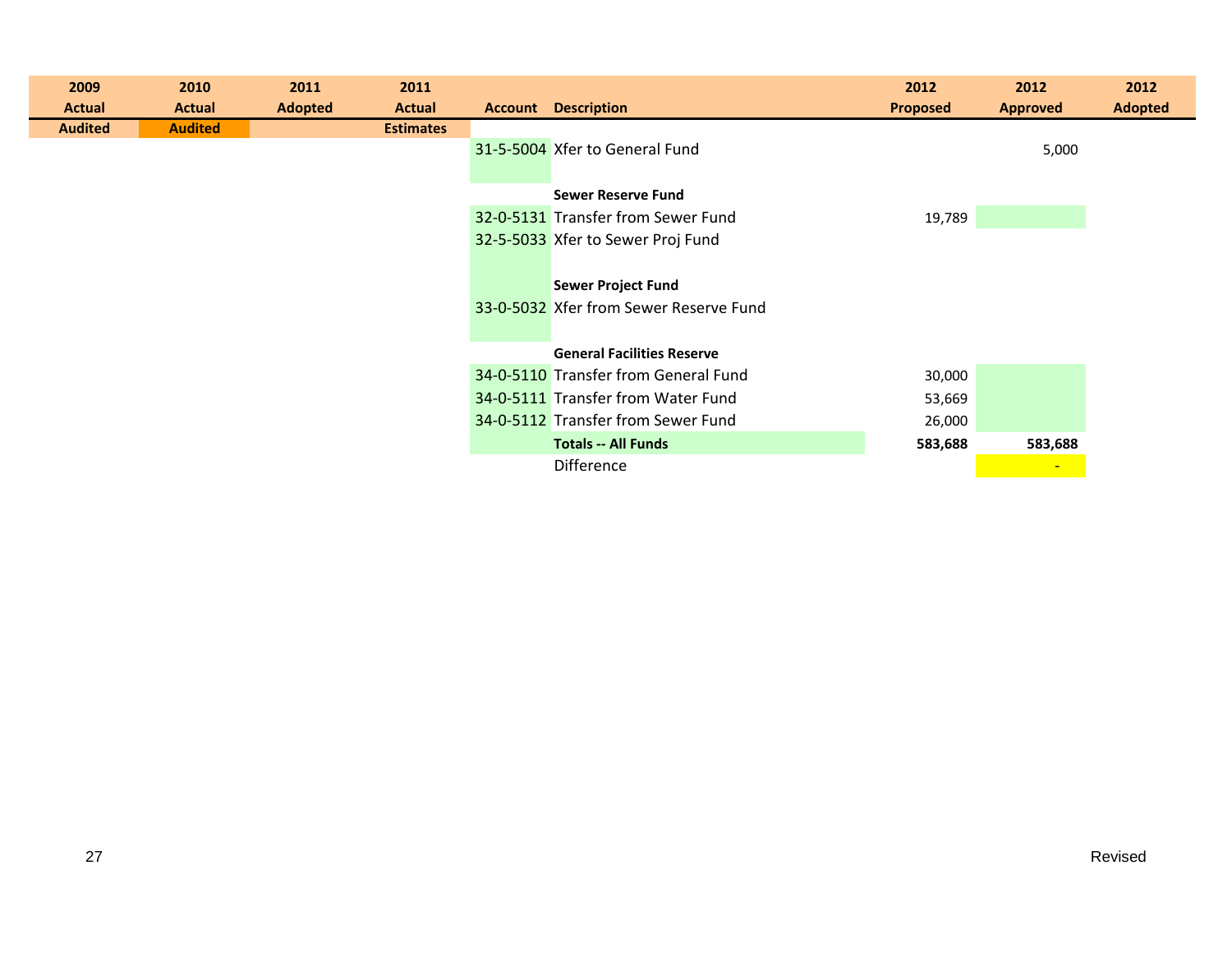| 2009 Actual Audited | 2010 Actual Audited | 2011 Adopted | 2011 Actual Estimates | Account | Description | 2012 Proposed | 2012 Approved | 2012 Adopted |
|---|---|---|---|---|---|---|---|---|
| | | | | 31-5-5004 | Xfer to General Fund | | 5,000 | |
| | | | | | | | | |
| | | | | | **Sewer Reserve Fund** | | | |
| | | | | 32-0-5131 | Transfer from Sewer Fund | 19,789 | | |
| | | | | 32-5-5033 | Xfer to Sewer Proj Fund | | | |
| | | | | | | | | |
| | | | | | **Sewer Project Fund** | | | |
| | | | | 33-0-5032 | Xfer from Sewer Reserve Fund | | | |
| | | | | | | | | |
| | | | | | **General Facilities Reserve** | | | |
| | | | | 34-0-5110 | Transfer from General Fund | 30,000 | | |
| | | | | 34-0-5111 | Transfer from Water Fund | 53,669 | | |
| | | | | 34-0-5112 | Transfer from Sewer Fund | 26,000 | | |
| | | | | | **Totals -- All Funds** | **583,688** | **583,688** | |
| | | | | | Difference | | - | |

Revised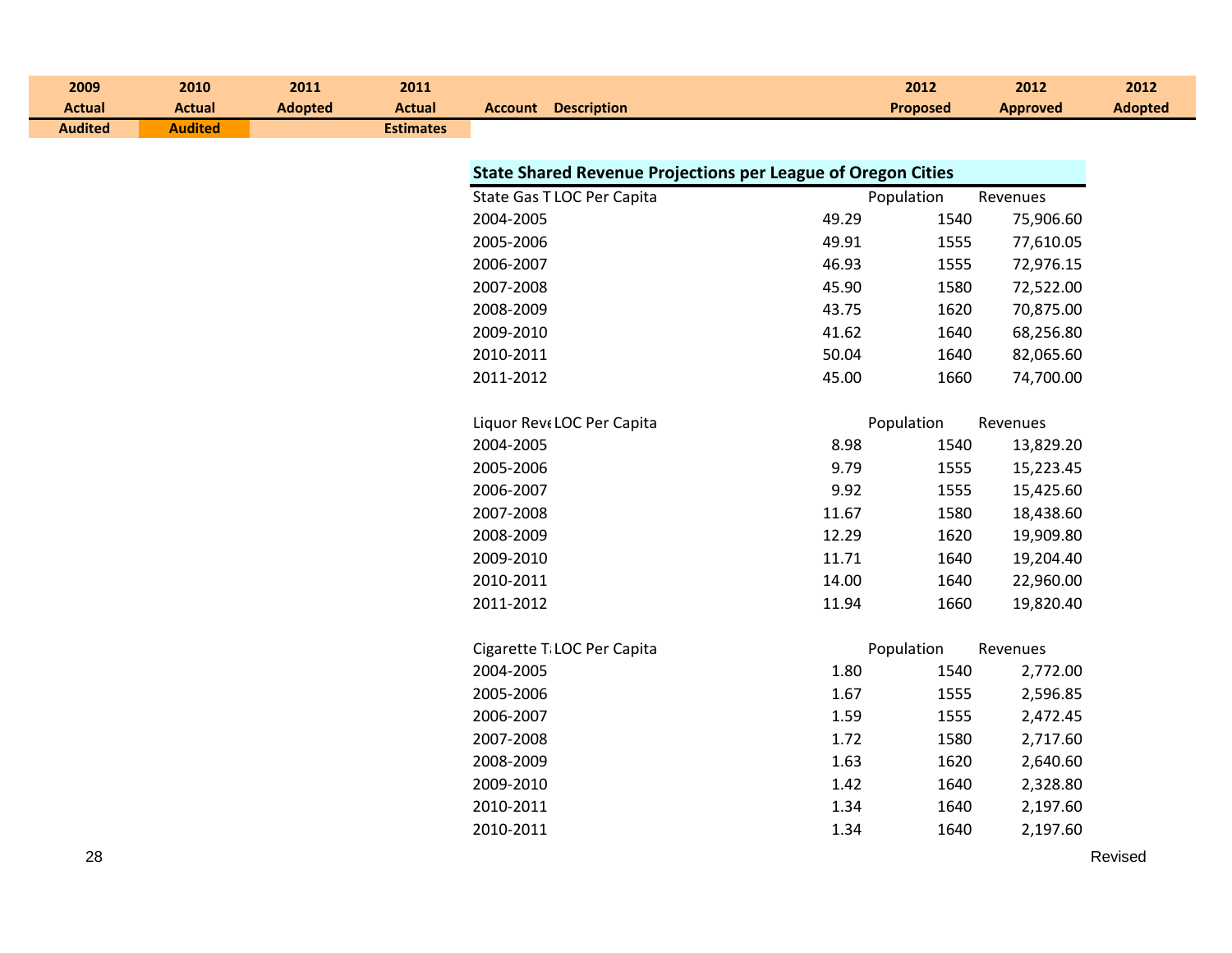| 2009 Actual Audited | 2010 Actual Audited | 2011 Adopted | 2011 Actual Estimates | Account Description | 2012 Proposed | 2012 Approved | 2012 Adopted |
|---|---|---|---|---|---|---|---|

## State Shared Revenue Projections per League of Oregon Cities

| State Gas T | LOC Per Capita | Population | Revenues |
|---|---|---|---|
| 2004-2005 | 49.29 | 1540 | 75,906.60 |
| 2005-2006 | 49.91 | 1555 | 77,610.05 |
| 2006-2007 | 46.93 | 1555 | 72,976.15 |
| 2007-2008 | 45.90 | 1580 | 72,522.00 |
| 2008-2009 | 43.75 | 1620 | 70,875.00 |
| 2009-2010 | 41.62 | 1640 | 68,256.80 |
| 2010-2011 | 50.04 | 1640 | 82,065.60 |
| 2011-2012 | 45.00 | 1660 | 74,700.00 |

| Liquor Reve | LOC Per Capita | Population | Revenues |
|---|---|---|---|
| 2004-2005 | 8.98 | 1540 | 13,829.20 |
| 2005-2006 | 9.79 | 1555 | 15,223.45 |
| 2006-2007 | 9.92 | 1555 | 15,425.60 |
| 2007-2008 | 11.67 | 1580 | 18,438.60 |
| 2008-2009 | 12.29 | 1620 | 19,909.80 |
| 2009-2010 | 11.71 | 1640 | 19,204.40 |
| 2010-2011 | 14.00 | 1640 | 22,960.00 |
| 2011-2012 | 11.94 | 1660 | 19,820.40 |

| Cigarette T | LOC Per Capita | Population | Revenues |
|---|---|---|---|
| 2004-2005 | 1.80 | 1540 | 2,772.00 |
| 2005-2006 | 1.67 | 1555 | 2,596.85 |
| 2006-2007 | 1.59 | 1555 | 2,472.45 |
| 2007-2008 | 1.72 | 1580 | 2,717.60 |
| 2008-2009 | 1.63 | 1620 | 2,640.60 |
| 2009-2010 | 1.42 | 1640 | 2,328.80 |
| 2010-2011 | 1.34 | 1640 | 2,197.60 |
| 2010-2011 | 1.34 | 1640 | 2,197.60 |

Revised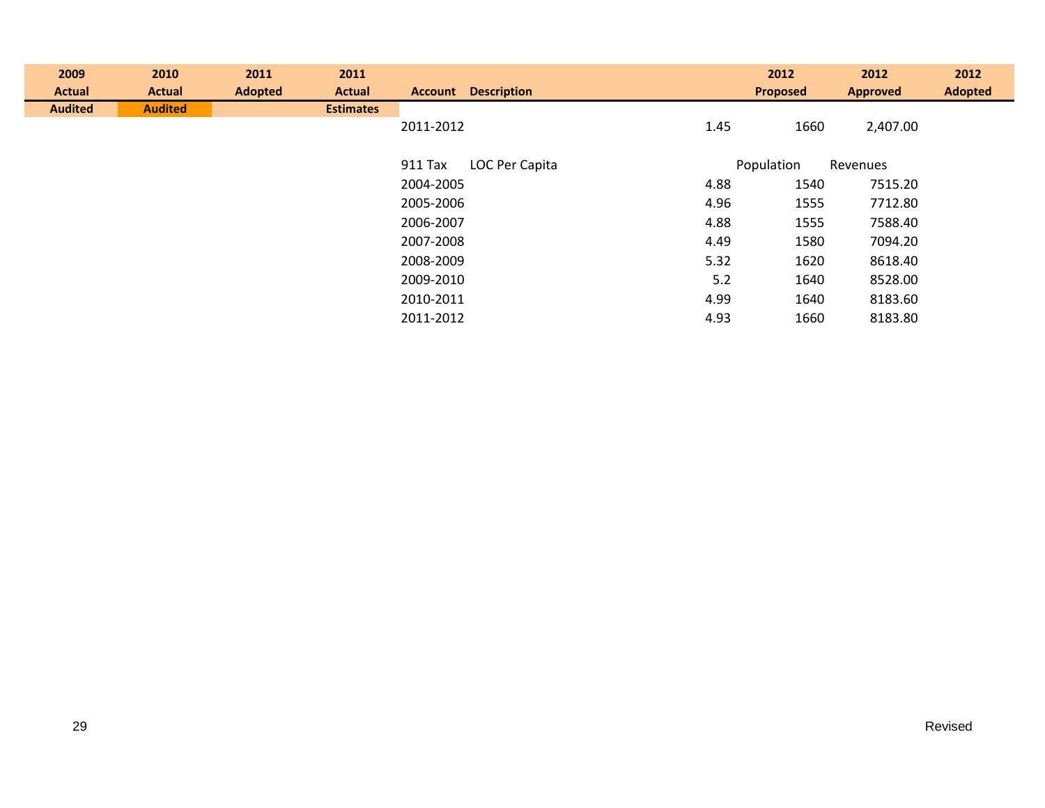| 2009 Actual Audited | 2010 Actual Audited | 2011 Adopted | 2011 Actual Estimates | Account | Description | | 2012 Proposed | 2012 Approved | 2012 Adopted |
|---|---|---|---|---|---|---|---|---|---|
| | | | | 2011-2012 | | 1.45 | 1660 | 2,407.00 | |
| | | | | | | | | | |
| | | | | 911 Tax | LOC Per Capita | | Population | Revenues | |
| | | | | 2004-2005 | | 4.88 | 1540 | 7515.20 | |
| | | | | 2005-2006 | | 4.96 | 1555 | 7712.80 | |
| | | | | 2006-2007 | | 4.88 | 1555 | 7588.40 | |
| | | | | 2007-2008 | | 4.49 | 1580 | 7094.20 | |
| | | | | 2008-2009 | | 5.32 | 1620 | 8618.40 | |
| | | | | 2009-2010 | | 5.2 | 1640 | 8528.00 | |
| | | | | 2010-2011 | | 4.99 | 1640 | 8183.60 | |
| | | | | 2011-2012 | | 4.93 | 1660 | 8183.80 | |

Revised